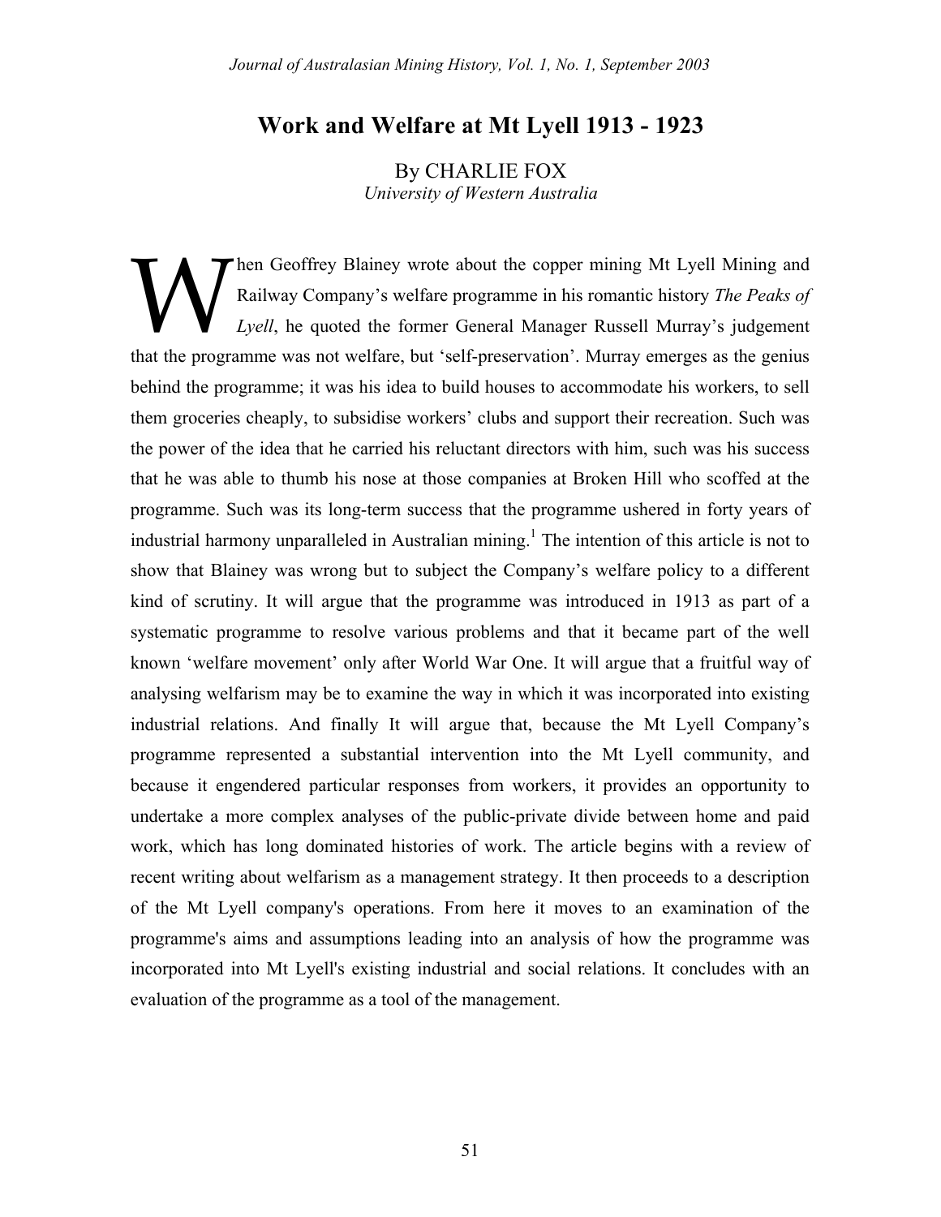# Work and Welfare at Mt Lyell 1913 - 1923

By CHARLIE FOX
*University of Western Australia*

When Geoffrey Blainey wrote about the copper mining Mt Lyell Mining and Railway Company's welfare programme in his romantic history *The Peaks of Lyell*, he quoted the former General Manager Russell Murray's judgement that the programme was not welfare, but 'self-preservation'. Murray emerges as the genius behind the programme; it was his idea to build houses to accommodate his workers, to sell them groceries cheaply, to subsidise workers' clubs and support their recreation. Such was the power of the idea that he carried his reluctant directors with him, such was his success that he was able to thumb his nose at those companies at Broken Hill who scoffed at the programme. Such was its long-term success that the programme ushered in forty years of industrial harmony unparalleled in Australian mining.[1] The intention of this article is not to show that Blainey was wrong but to subject the Company's welfare policy to a different kind of scrutiny. It will argue that the programme was introduced in 1913 as part of a systematic programme to resolve various problems and that it became part of the well known 'welfare movement' only after World War One. It will argue that a fruitful way of analysing welfarism may be to examine the way in which it was incorporated into existing industrial relations. And finally It will argue that, because the Mt Lyell Company's programme represented a substantial intervention into the Mt Lyell community, and because it engendered particular responses from workers, it provides an opportunity to undertake a more complex analyses of the public-private divide between home and paid work, which has long dominated histories of work. The article begins with a review of recent writing about welfarism as a management strategy. It then proceeds to a description of the Mt Lyell company's operations. From here it moves to an examination of the programme's aims and assumptions leading into an analysis of how the programme was incorporated into Mt Lyell's existing industrial and social relations. It concludes with an evaluation of the programme as a tool of the management.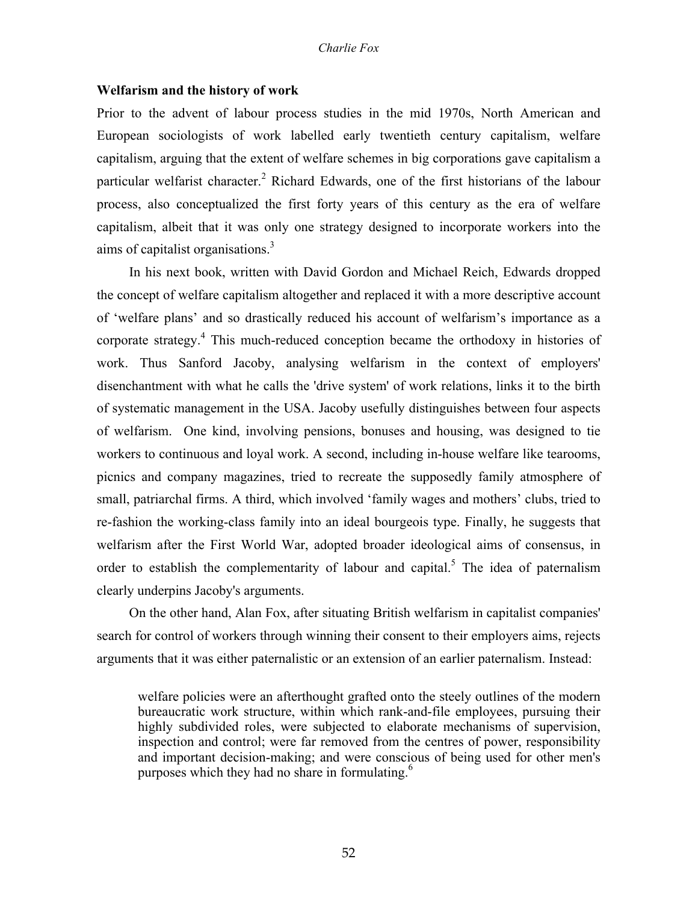### Welfarism and the history of work

Prior to the advent of labour process studies in the mid 1970s, North American and European sociologists of work labelled early twentieth century capitalism, welfare capitalism, arguing that the extent of welfare schemes in big corporations gave capitalism a particular welfarist character.[2] Richard Edwards, one of the first historians of the labour process, also conceptualized the first forty years of this century as the era of welfare capitalism, albeit that it was only one strategy designed to incorporate workers into the aims of capitalist organisations.[3]

In his next book, written with David Gordon and Michael Reich, Edwards dropped the concept of welfare capitalism altogether and replaced it with a more descriptive account of 'welfare plans' and so drastically reduced his account of welfarism's importance as a corporate strategy.[4] This much-reduced conception became the orthodoxy in histories of work. Thus Sanford Jacoby, analysing welfarism in the context of employers' disenchantment with what he calls the 'drive system' of work relations, links it to the birth of systematic management in the USA. Jacoby usefully distinguishes between four aspects of welfarism. One kind, involving pensions, bonuses and housing, was designed to tie workers to continuous and loyal work. A second, including in-house welfare like tearooms, picnics and company magazines, tried to recreate the supposedly family atmosphere of small, patriarchal firms. A third, which involved 'family wages and mothers' clubs, tried to re-fashion the working-class family into an ideal bourgeois type. Finally, he suggests that welfarism after the First World War, adopted broader ideological aims of consensus, in order to establish the complementarity of labour and capital.[5] The idea of paternalism clearly underpins Jacoby's arguments.

On the other hand, Alan Fox, after situating British welfarism in capitalist companies' search for control of workers through winning their consent to their employers aims, rejects arguments that it was either paternalistic or an extension of an earlier paternalism. Instead:

> welfare policies were an afterthought grafted onto the steely outlines of the modern bureaucratic work structure, within which rank-and-file employees, pursuing their highly subdivided roles, were subjected to elaborate mechanisms of supervision, inspection and control; were far removed from the centres of power, responsibility and important decision-making; and were conscious of being used for other men's purposes which they had no share in formulating.[6]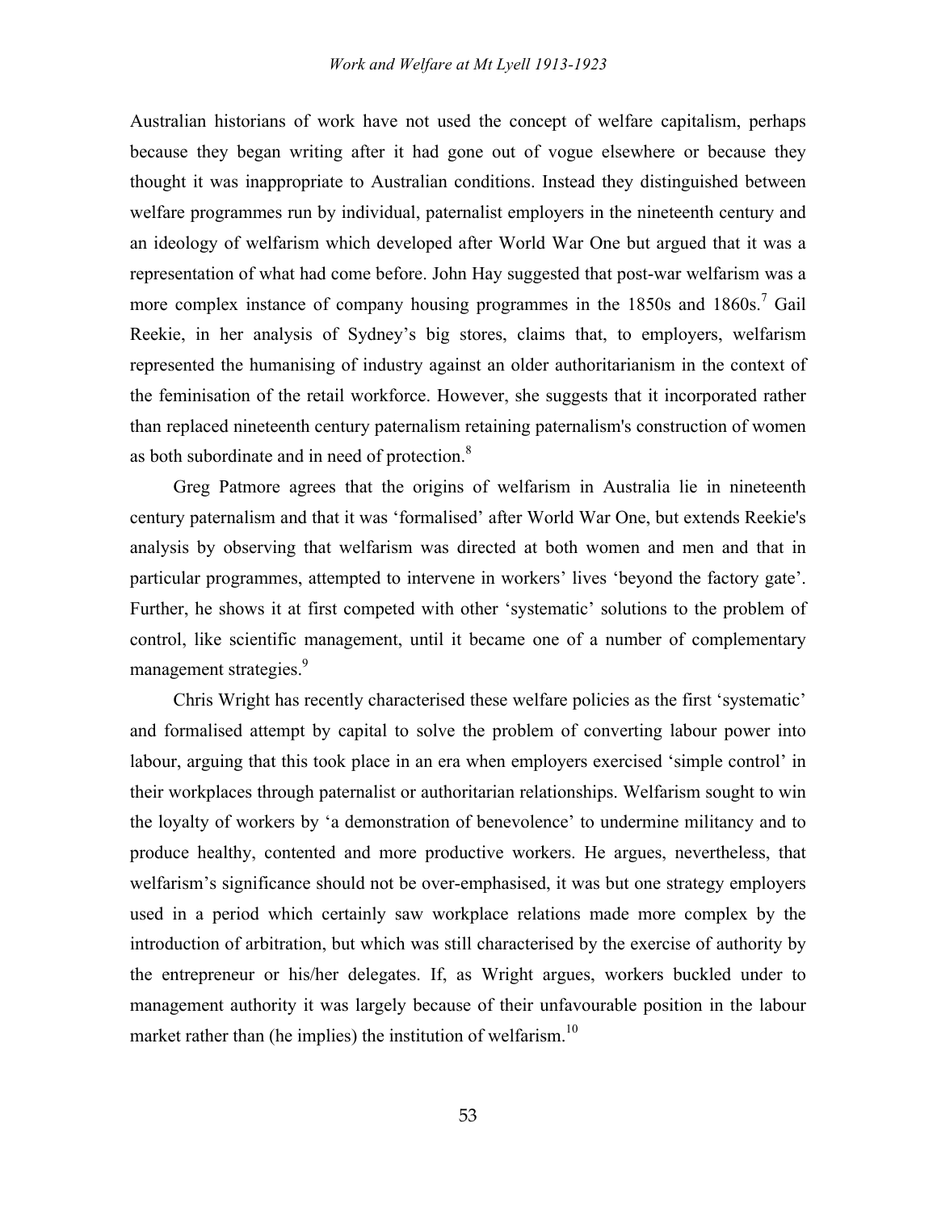Australian historians of work have not used the concept of welfare capitalism, perhaps because they began writing after it had gone out of vogue elsewhere or because they thought it was inappropriate to Australian conditions. Instead they distinguished between welfare programmes run by individual, paternalist employers in the nineteenth century and an ideology of welfarism which developed after World War One but argued that it was a representation of what had come before. John Hay suggested that post-war welfarism was a more complex instance of company housing programmes in the 1850s and 1860s.[7] Gail Reekie, in her analysis of Sydney's big stores, claims that, to employers, welfarism represented the humanising of industry against an older authoritarianism in the context of the feminisation of the retail workforce. However, she suggests that it incorporated rather than replaced nineteenth century paternalism retaining paternalism's construction of women as both subordinate and in need of protection.[8]

Greg Patmore agrees that the origins of welfarism in Australia lie in nineteenth century paternalism and that it was 'formalised' after World War One, but extends Reekie's analysis by observing that welfarism was directed at both women and men and that in particular programmes, attempted to intervene in workers' lives 'beyond the factory gate'. Further, he shows it at first competed with other 'systematic' solutions to the problem of control, like scientific management, until it became one of a number of complementary management strategies.[9]

Chris Wright has recently characterised these welfare policies as the first 'systematic' and formalised attempt by capital to solve the problem of converting labour power into labour, arguing that this took place in an era when employers exercised 'simple control' in their workplaces through paternalist or authoritarian relationships. Welfarism sought to win the loyalty of workers by 'a demonstration of benevolence' to undermine militancy and to produce healthy, contented and more productive workers. He argues, nevertheless, that welfarism's significance should not be over-emphasised, it was but one strategy employers used in a period which certainly saw workplace relations made more complex by the introduction of arbitration, but which was still characterised by the exercise of authority by the entrepreneur or his/her delegates. If, as Wright argues, workers buckled under to management authority it was largely because of their unfavourable position in the labour market rather than (he implies) the institution of welfarism.[10]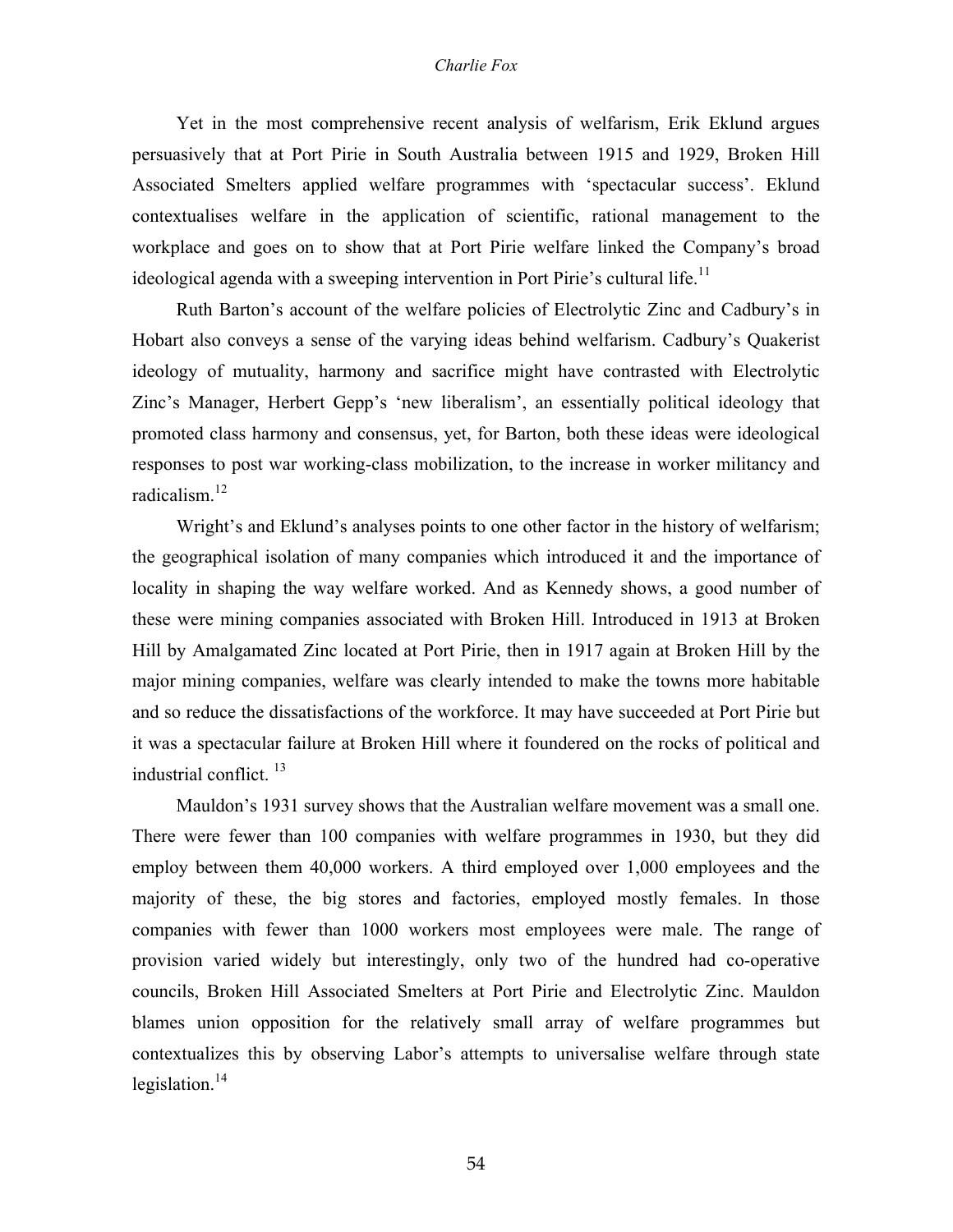Yet in the most comprehensive recent analysis of welfarism, Erik Eklund argues persuasively that at Port Pirie in South Australia between 1915 and 1929, Broken Hill Associated Smelters applied welfare programmes with 'spectacular success'. Eklund contextualises welfare in the application of scientific, rational management to the workplace and goes on to show that at Port Pirie welfare linked the Company's broad ideological agenda with a sweeping intervention in Port Pirie's cultural life.[11]

Ruth Barton's account of the welfare policies of Electrolytic Zinc and Cadbury's in Hobart also conveys a sense of the varying ideas behind welfarism. Cadbury's Quakerist ideology of mutuality, harmony and sacrifice might have contrasted with Electrolytic Zinc's Manager, Herbert Gepp's 'new liberalism', an essentially political ideology that promoted class harmony and consensus, yet, for Barton, both these ideas were ideological responses to post war working-class mobilization, to the increase in worker militancy and radicalism.[12]

Wright's and Eklund's analyses points to one other factor in the history of welfarism; the geographical isolation of many companies which introduced it and the importance of locality in shaping the way welfare worked. And as Kennedy shows, a good number of these were mining companies associated with Broken Hill. Introduced in 1913 at Broken Hill by Amalgamated Zinc located at Port Pirie, then in 1917 again at Broken Hill by the major mining companies, welfare was clearly intended to make the towns more habitable and so reduce the dissatisfactions of the workforce. It may have succeeded at Port Pirie but it was a spectacular failure at Broken Hill where it foundered on the rocks of political and industrial conflict. [13]

Mauldon's 1931 survey shows that the Australian welfare movement was a small one. There were fewer than 100 companies with welfare programmes in 1930, but they did employ between them 40,000 workers. A third employed over 1,000 employees and the majority of these, the big stores and factories, employed mostly females. In those companies with fewer than 1000 workers most employees were male. The range of provision varied widely but interestingly, only two of the hundred had co-operative councils, Broken Hill Associated Smelters at Port Pirie and Electrolytic Zinc. Mauldon blames union opposition for the relatively small array of welfare programmes but contextualizes this by observing Labor's attempts to universalise welfare through state legislation.[14]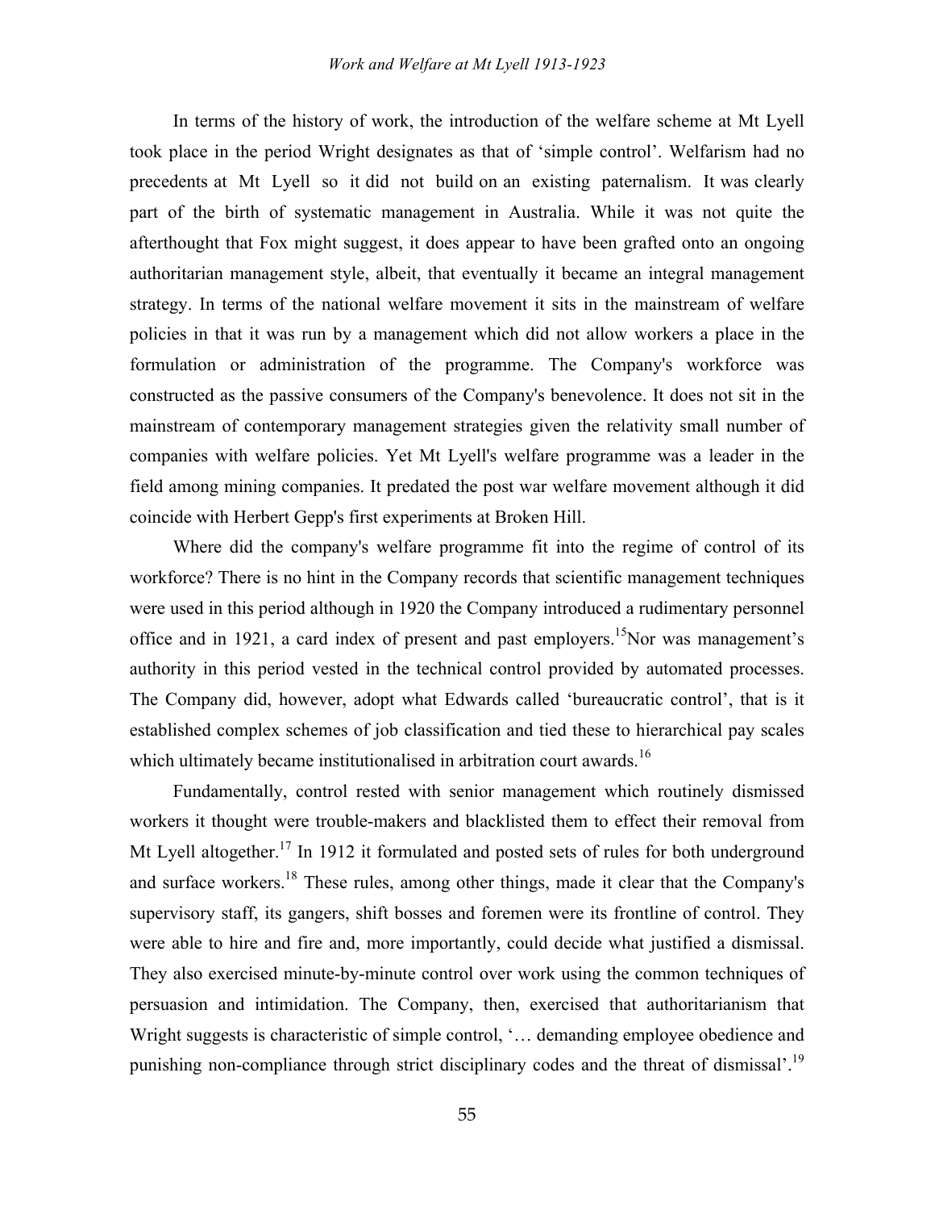In terms of the history of work, the introduction of the welfare scheme at Mt Lyell took place in the period Wright designates as that of 'simple control'. Welfarism had no precedents at Mt Lyell so it did not build on an existing paternalism. It was clearly part of the birth of systematic management in Australia. While it was not quite the afterthought that Fox might suggest, it does appear to have been grafted onto an ongoing authoritarian management style, albeit, that eventually it became an integral management strategy. In terms of the national welfare movement it sits in the mainstream of welfare policies in that it was run by a management which did not allow workers a place in the formulation or administration of the programme. The Company's workforce was constructed as the passive consumers of the Company's benevolence. It does not sit in the mainstream of contemporary management strategies given the relativity small number of companies with welfare policies. Yet Mt Lyell's welfare programme was a leader in the field among mining companies. It predated the post war welfare movement although it did coincide with Herbert Gepp's first experiments at Broken Hill.

Where did the company's welfare programme fit into the regime of control of its workforce? There is no hint in the Company records that scientific management techniques were used in this period although in 1920 the Company introduced a rudimentary personnel office and in 1921, a card index of present and past employers.[15]Nor was management's authority in this period vested in the technical control provided by automated processes. The Company did, however, adopt what Edwards called 'bureaucratic control', that is it established complex schemes of job classification and tied these to hierarchical pay scales which ultimately became institutionalised in arbitration court awards.[16]

Fundamentally, control rested with senior management which routinely dismissed workers it thought were trouble-makers and blacklisted them to effect their removal from Mt Lyell altogether.[17] In 1912 it formulated and posted sets of rules for both underground and surface workers.[18] These rules, among other things, made it clear that the Company's supervisory staff, its gangers, shift bosses and foremen were its frontline of control. They were able to hire and fire and, more importantly, could decide what justified a dismissal. They also exercised minute-by-minute control over work using the common techniques of persuasion and intimidation. The Company, then, exercised that authoritarianism that Wright suggests is characteristic of simple control, '… demanding employee obedience and punishing non-compliance through strict disciplinary codes and the threat of dismissal'.[19]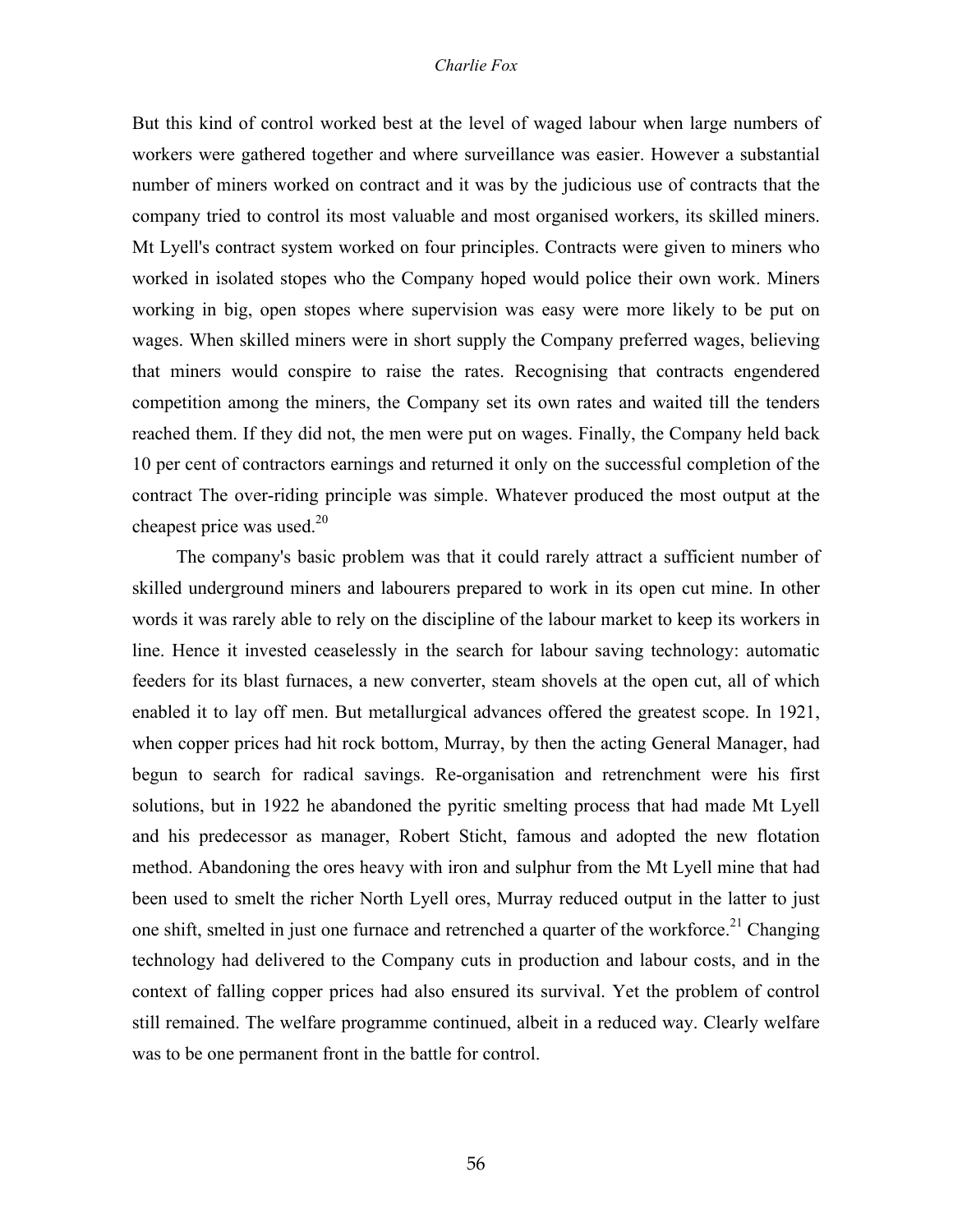But this kind of control worked best at the level of waged labour when large numbers of workers were gathered together and where surveillance was easier. However a substantial number of miners worked on contract and it was by the judicious use of contracts that the company tried to control its most valuable and most organised workers, its skilled miners. Mt Lyell's contract system worked on four principles. Contracts were given to miners who worked in isolated stopes who the Company hoped would police their own work. Miners working in big, open stopes where supervision was easy were more likely to be put on wages. When skilled miners were in short supply the Company preferred wages, believing that miners would conspire to raise the rates. Recognising that contracts engendered competition among the miners, the Company set its own rates and waited till the tenders reached them. If they did not, the men were put on wages. Finally, the Company held back 10 per cent of contractors earnings and returned it only on the successful completion of the contract The over-riding principle was simple. Whatever produced the most output at the cheapest price was used.[20]

The company's basic problem was that it could rarely attract a sufficient number of skilled underground miners and labourers prepared to work in its open cut mine. In other words it was rarely able to rely on the discipline of the labour market to keep its workers in line. Hence it invested ceaselessly in the search for labour saving technology: automatic feeders for its blast furnaces, a new converter, steam shovels at the open cut, all of which enabled it to lay off men. But metallurgical advances offered the greatest scope. In 1921, when copper prices had hit rock bottom, Murray, by then the acting General Manager, had begun to search for radical savings. Re-organisation and retrenchment were his first solutions, but in 1922 he abandoned the pyritic smelting process that had made Mt Lyell and his predecessor as manager, Robert Sticht, famous and adopted the new flotation method. Abandoning the ores heavy with iron and sulphur from the Mt Lyell mine that had been used to smelt the richer North Lyell ores, Murray reduced output in the latter to just one shift, smelted in just one furnace and retrenched a quarter of the workforce.[21] Changing technology had delivered to the Company cuts in production and labour costs, and in the context of falling copper prices had also ensured its survival. Yet the problem of control still remained. The welfare programme continued, albeit in a reduced way. Clearly welfare was to be one permanent front in the battle for control.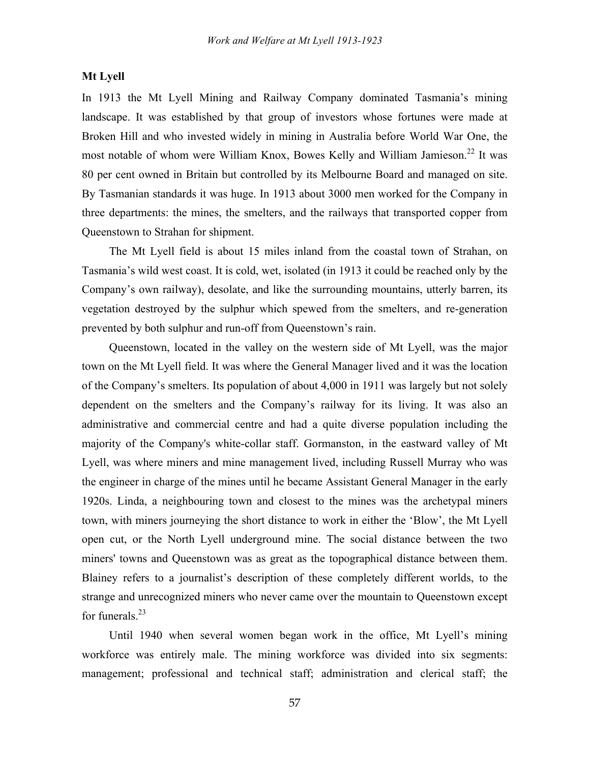## Mt Lyell

In 1913 the Mt Lyell Mining and Railway Company dominated Tasmania's mining landscape. It was established by that group of investors whose fortunes were made at Broken Hill and who invested widely in mining in Australia before World War One, the most notable of whom were William Knox, Bowes Kelly and William Jamieson.[22] It was 80 per cent owned in Britain but controlled by its Melbourne Board and managed on site. By Tasmanian standards it was huge. In 1913 about 3000 men worked for the Company in three departments: the mines, the smelters, and the railways that transported copper from Queenstown to Strahan for shipment.

The Mt Lyell field is about 15 miles inland from the coastal town of Strahan, on Tasmania's wild west coast. It is cold, wet, isolated (in 1913 it could be reached only by the Company's own railway), desolate, and like the surrounding mountains, utterly barren, its vegetation destroyed by the sulphur which spewed from the smelters, and re-generation prevented by both sulphur and run-off from Queenstown's rain.

Queenstown, located in the valley on the western side of Mt Lyell, was the major town on the Mt Lyell field. It was where the General Manager lived and it was the location of the Company's smelters. Its population of about 4,000 in 1911 was largely but not solely dependent on the smelters and the Company's railway for its living. It was also an administrative and commercial centre and had a quite diverse population including the majority of the Company's white-collar staff. Gormanston, in the eastward valley of Mt Lyell, was where miners and mine management lived, including Russell Murray who was the engineer in charge of the mines until he became Assistant General Manager in the early 1920s. Linda, a neighbouring town and closest to the mines was the archetypal miners town, with miners journeying the short distance to work in either the 'Blow', the Mt Lyell open cut, or the North Lyell underground mine. The social distance between the two miners' towns and Queenstown was as great as the topographical distance between them. Blainey refers to a journalist's description of these completely different worlds, to the strange and unrecognized miners who never came over the mountain to Queenstown except for funerals.[23]

Until 1940 when several women began work in the office, Mt Lyell's mining workforce was entirely male. The mining workforce was divided into six segments: management; professional and technical staff; administration and clerical staff; the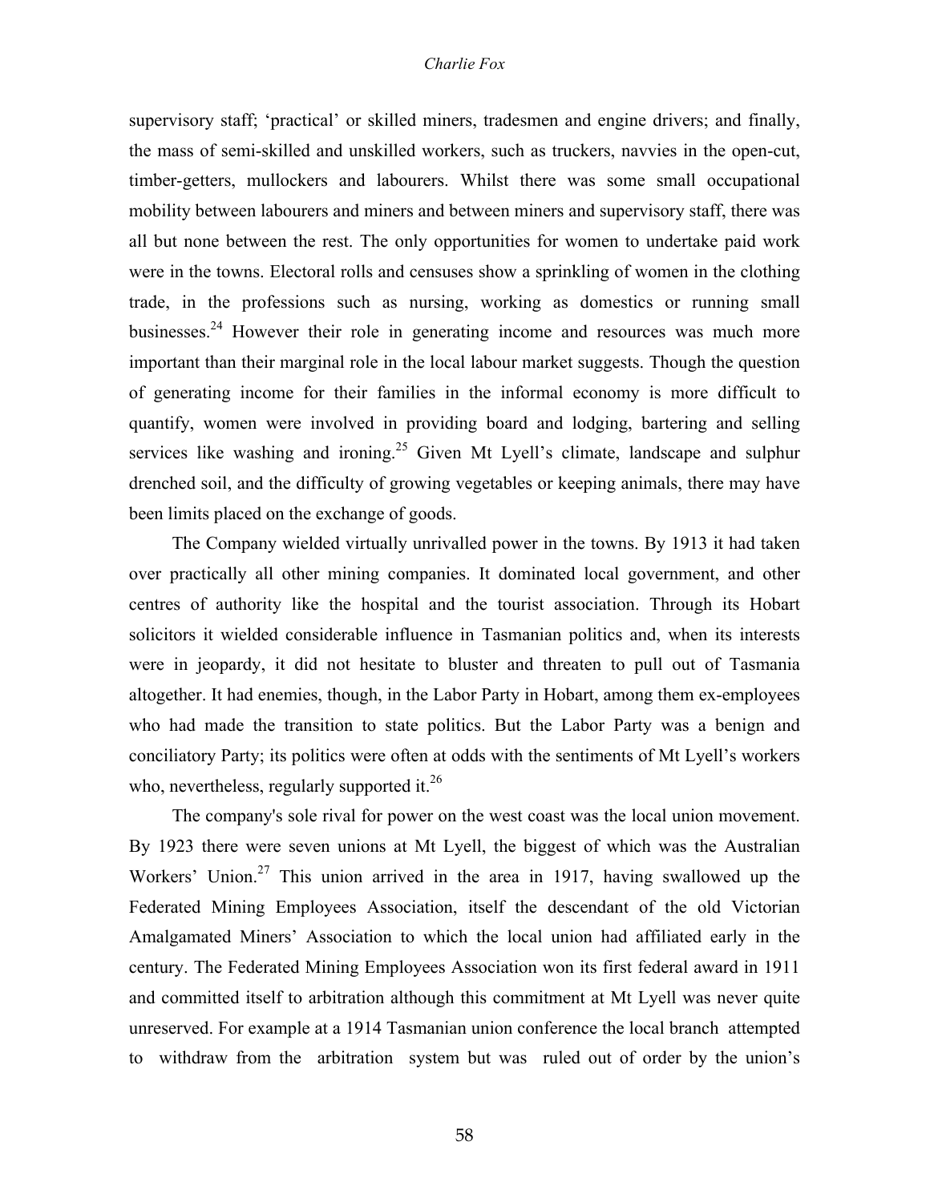supervisory staff; 'practical' or skilled miners, tradesmen and engine drivers; and finally, the mass of semi-skilled and unskilled workers, such as truckers, navvies in the open-cut, timber-getters, mullockers and labourers. Whilst there was some small occupational mobility between labourers and miners and between miners and supervisory staff, there was all but none between the rest. The only opportunities for women to undertake paid work were in the towns. Electoral rolls and censuses show a sprinkling of women in the clothing trade, in the professions such as nursing, working as domestics or running small businesses.[24] However their role in generating income and resources was much more important than their marginal role in the local labour market suggests. Though the question of generating income for their families in the informal economy is more difficult to quantify, women were involved in providing board and lodging, bartering and selling services like washing and ironing.[25] Given Mt Lyell's climate, landscape and sulphur drenched soil, and the difficulty of growing vegetables or keeping animals, there may have been limits placed on the exchange of goods.

The Company wielded virtually unrivalled power in the towns. By 1913 it had taken over practically all other mining companies. It dominated local government, and other centres of authority like the hospital and the tourist association. Through its Hobart solicitors it wielded considerable influence in Tasmanian politics and, when its interests were in jeopardy, it did not hesitate to bluster and threaten to pull out of Tasmania altogether. It had enemies, though, in the Labor Party in Hobart, among them ex-employees who had made the transition to state politics. But the Labor Party was a benign and conciliatory Party; its politics were often at odds with the sentiments of Mt Lyell's workers who, nevertheless, regularly supported it.[26]

The company's sole rival for power on the west coast was the local union movement. By 1923 there were seven unions at Mt Lyell, the biggest of which was the Australian Workers' Union.[27] This union arrived in the area in 1917, having swallowed up the Federated Mining Employees Association, itself the descendant of the old Victorian Amalgamated Miners' Association to which the local union had affiliated early in the century. The Federated Mining Employees Association won its first federal award in 1911 and committed itself to arbitration although this commitment at Mt Lyell was never quite unreserved. For example at a 1914 Tasmanian union conference the local branch attempted to withdraw from the arbitration system but was ruled out of order by the union's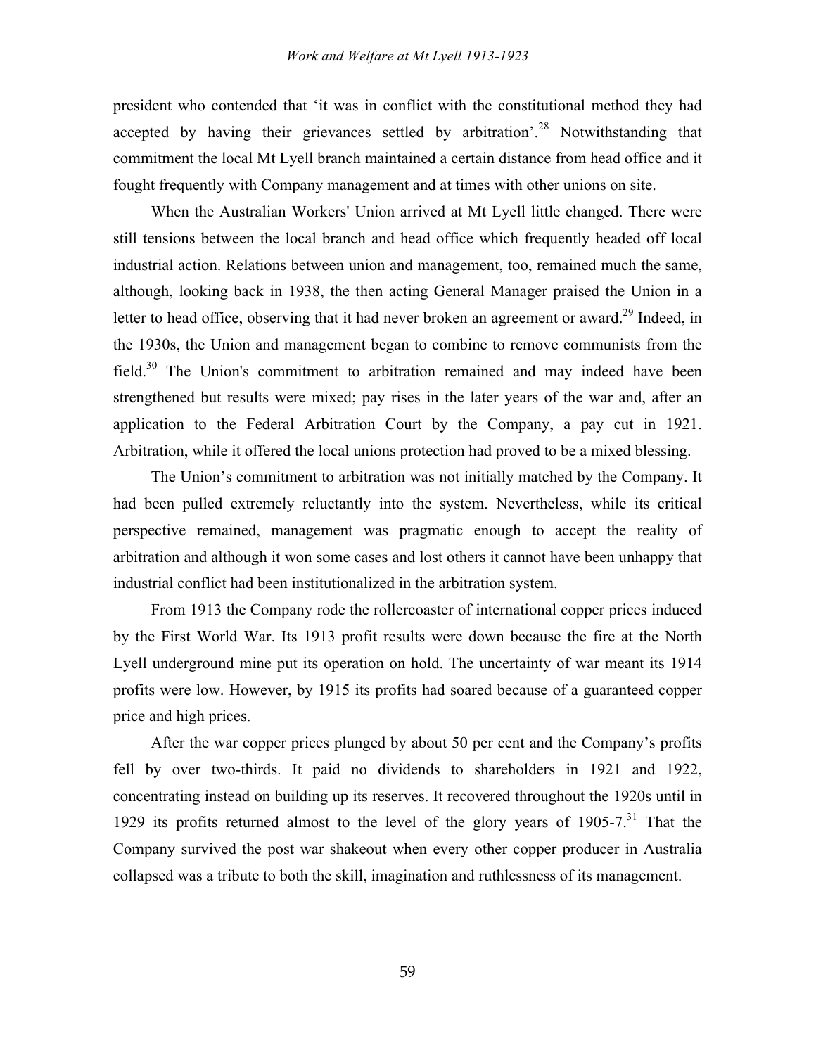president who contended that 'it was in conflict with the constitutional method they had accepted by having their grievances settled by arbitration'.[28] Notwithstanding that commitment the local Mt Lyell branch maintained a certain distance from head office and it fought frequently with Company management and at times with other unions on site.

When the Australian Workers' Union arrived at Mt Lyell little changed. There were still tensions between the local branch and head office which frequently headed off local industrial action. Relations between union and management, too, remained much the same, although, looking back in 1938, the then acting General Manager praised the Union in a letter to head office, observing that it had never broken an agreement or award.[29] Indeed, in the 1930s, the Union and management began to combine to remove communists from the field.[30] The Union's commitment to arbitration remained and may indeed have been strengthened but results were mixed; pay rises in the later years of the war and, after an application to the Federal Arbitration Court by the Company, a pay cut in 1921. Arbitration, while it offered the local unions protection had proved to be a mixed blessing.

The Union's commitment to arbitration was not initially matched by the Company. It had been pulled extremely reluctantly into the system. Nevertheless, while its critical perspective remained, management was pragmatic enough to accept the reality of arbitration and although it won some cases and lost others it cannot have been unhappy that industrial conflict had been institutionalized in the arbitration system.

From 1913 the Company rode the rollercoaster of international copper prices induced by the First World War. Its 1913 profit results were down because the fire at the North Lyell underground mine put its operation on hold. The uncertainty of war meant its 1914 profits were low. However, by 1915 its profits had soared because of a guaranteed copper price and high prices.

After the war copper prices plunged by about 50 per cent and the Company's profits fell by over two-thirds. It paid no dividends to shareholders in 1921 and 1922, concentrating instead on building up its reserves. It recovered throughout the 1920s until in 1929 its profits returned almost to the level of the glory years of 1905-7.[31] That the Company survived the post war shakeout when every other copper producer in Australia collapsed was a tribute to both the skill, imagination and ruthlessness of its management.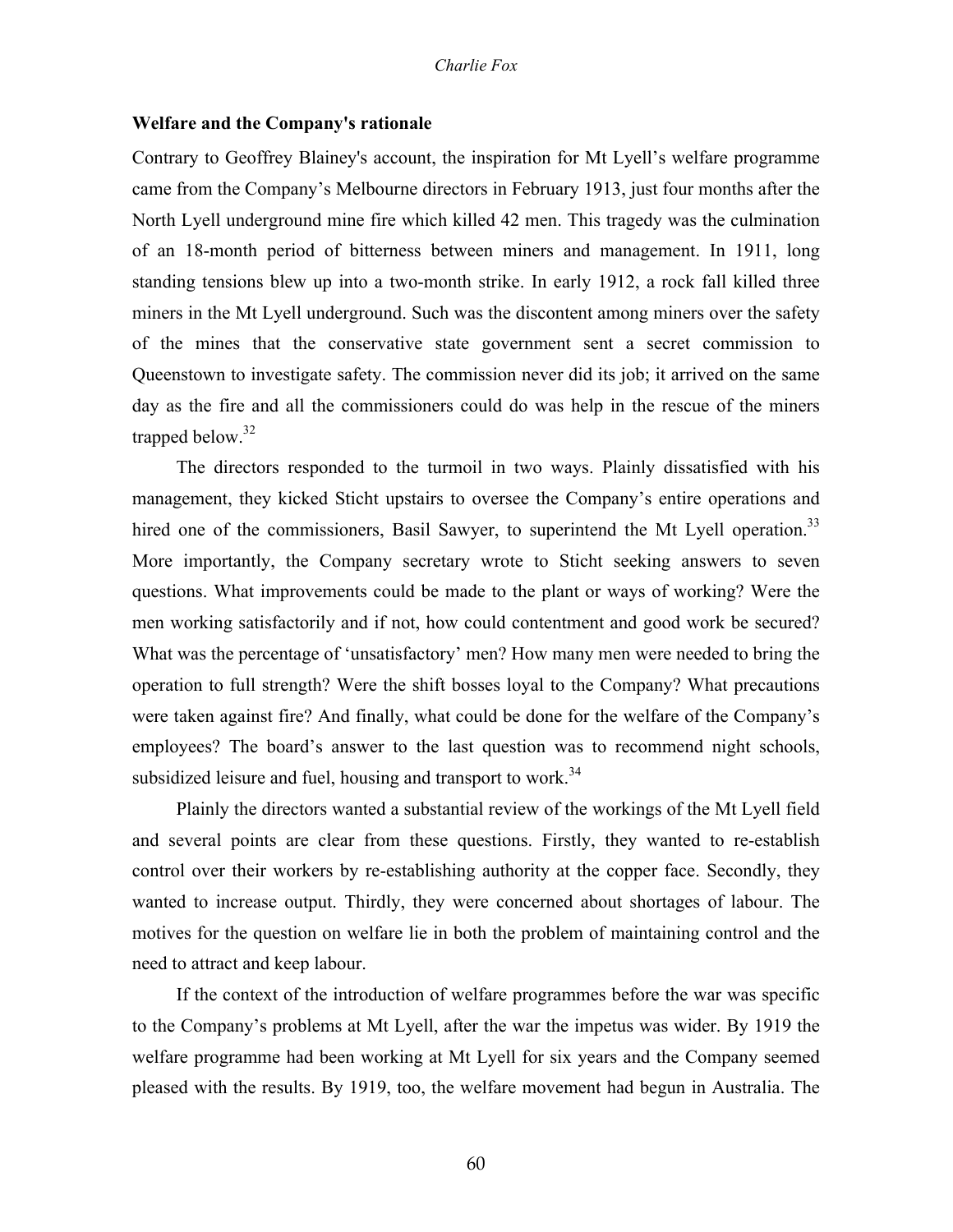### Welfare and the Company's rationale

Contrary to Geoffrey Blainey's account, the inspiration for Mt Lyell's welfare programme came from the Company's Melbourne directors in February 1913, just four months after the North Lyell underground mine fire which killed 42 men. This tragedy was the culmination of an 18-month period of bitterness between miners and management. In 1911, long standing tensions blew up into a two-month strike. In early 1912, a rock fall killed three miners in the Mt Lyell underground. Such was the discontent among miners over the safety of the mines that the conservative state government sent a secret commission to Queenstown to investigate safety. The commission never did its job; it arrived on the same day as the fire and all the commissioners could do was help in the rescue of the miners trapped below.[32]

The directors responded to the turmoil in two ways. Plainly dissatisfied with his management, they kicked Sticht upstairs to oversee the Company's entire operations and hired one of the commissioners, Basil Sawyer, to superintend the Mt Lyell operation.[33] More importantly, the Company secretary wrote to Sticht seeking answers to seven questions. What improvements could be made to the plant or ways of working? Were the men working satisfactorily and if not, how could contentment and good work be secured? What was the percentage of 'unsatisfactory' men? How many men were needed to bring the operation to full strength? Were the shift bosses loyal to the Company? What precautions were taken against fire? And finally, what could be done for the welfare of the Company's employees? The board's answer to the last question was to recommend night schools, subsidized leisure and fuel, housing and transport to work.[34]

Plainly the directors wanted a substantial review of the workings of the Mt Lyell field and several points are clear from these questions. Firstly, they wanted to re-establish control over their workers by re-establishing authority at the copper face. Secondly, they wanted to increase output. Thirdly, they were concerned about shortages of labour. The motives for the question on welfare lie in both the problem of maintaining control and the need to attract and keep labour.

If the context of the introduction of welfare programmes before the war was specific to the Company's problems at Mt Lyell, after the war the impetus was wider. By 1919 the welfare programme had been working at Mt Lyell for six years and the Company seemed pleased with the results. By 1919, too, the welfare movement had begun in Australia. The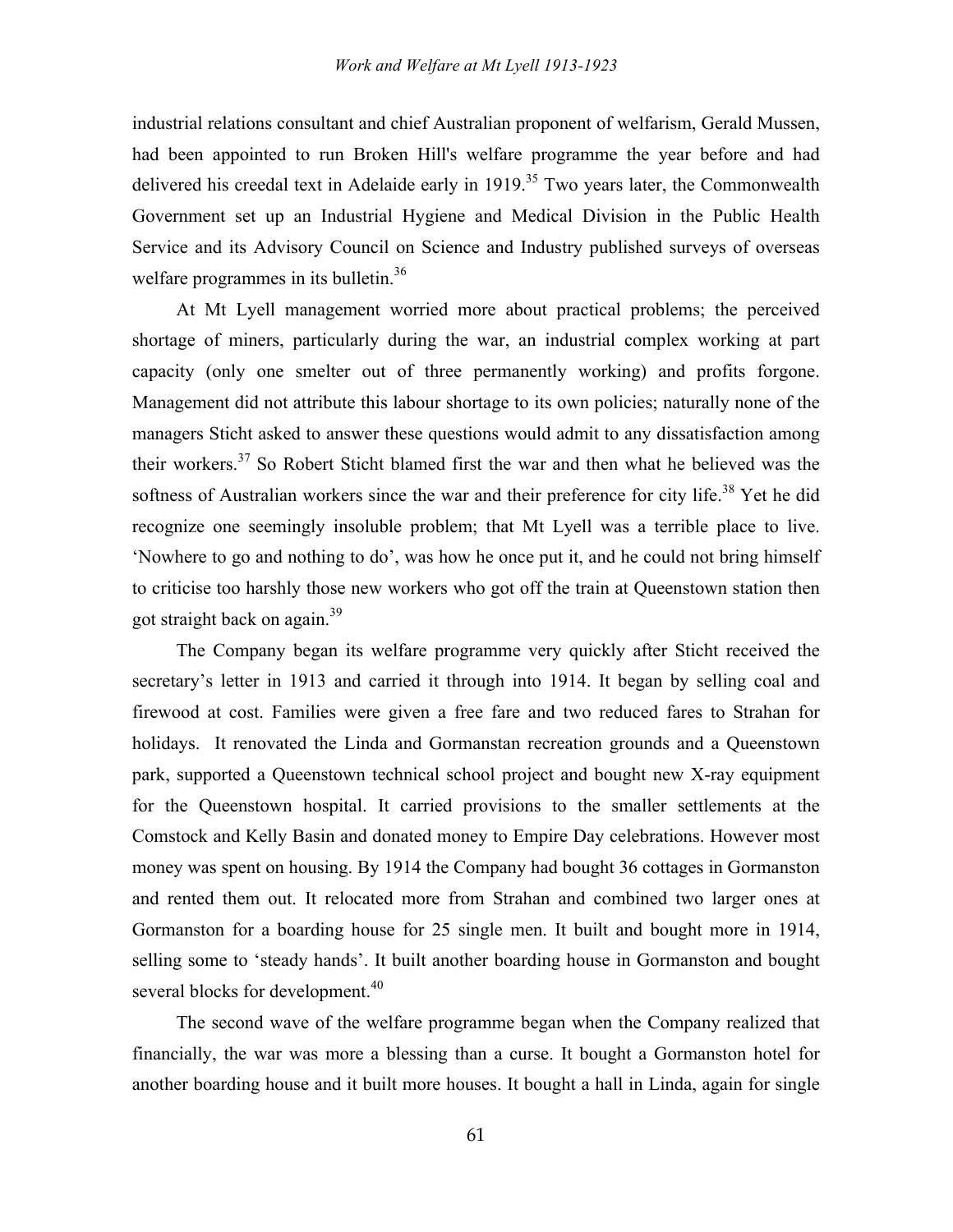industrial relations consultant and chief Australian proponent of welfarism, Gerald Mussen, had been appointed to run Broken Hill's welfare programme the year before and had delivered his creedal text in Adelaide early in 1919.[35] Two years later, the Commonwealth Government set up an Industrial Hygiene and Medical Division in the Public Health Service and its Advisory Council on Science and Industry published surveys of overseas welfare programmes in its bulletin.[36]

At Mt Lyell management worried more about practical problems; the perceived shortage of miners, particularly during the war, an industrial complex working at part capacity (only one smelter out of three permanently working) and profits forgone. Management did not attribute this labour shortage to its own policies; naturally none of the managers Sticht asked to answer these questions would admit to any dissatisfaction among their workers.[37] So Robert Sticht blamed first the war and then what he believed was the softness of Australian workers since the war and their preference for city life.[38] Yet he did recognize one seemingly insoluble problem; that Mt Lyell was a terrible place to live. 'Nowhere to go and nothing to do', was how he once put it, and he could not bring himself to criticise too harshly those new workers who got off the train at Queenstown station then got straight back on again.[39]

The Company began its welfare programme very quickly after Sticht received the secretary's letter in 1913 and carried it through into 1914. It began by selling coal and firewood at cost. Families were given a free fare and two reduced fares to Strahan for holidays. It renovated the Linda and Gormanstan recreation grounds and a Queenstown park, supported a Queenstown technical school project and bought new X-ray equipment for the Queenstown hospital. It carried provisions to the smaller settlements at the Comstock and Kelly Basin and donated money to Empire Day celebrations. However most money was spent on housing. By 1914 the Company had bought 36 cottages in Gormanston and rented them out. It relocated more from Strahan and combined two larger ones at Gormanston for a boarding house for 25 single men. It built and bought more in 1914, selling some to 'steady hands'. It built another boarding house in Gormanston and bought several blocks for development.[40]

The second wave of the welfare programme began when the Company realized that financially, the war was more a blessing than a curse. It bought a Gormanston hotel for another boarding house and it built more houses. It bought a hall in Linda, again for single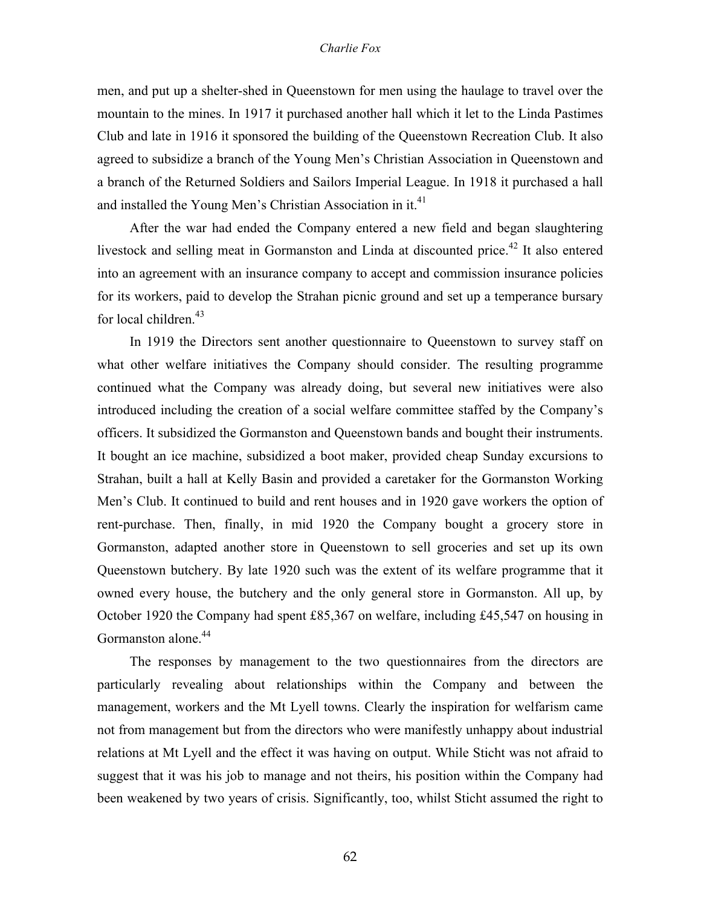men, and put up a shelter-shed in Queenstown for men using the haulage to travel over the mountain to the mines. In 1917 it purchased another hall which it let to the Linda Pastimes Club and late in 1916 it sponsored the building of the Queenstown Recreation Club. It also agreed to subsidize a branch of the Young Men's Christian Association in Queenstown and a branch of the Returned Soldiers and Sailors Imperial League. In 1918 it purchased a hall and installed the Young Men's Christian Association in it.[41]

After the war had ended the Company entered a new field and began slaughtering livestock and selling meat in Gormanston and Linda at discounted price.[42] It also entered into an agreement with an insurance company to accept and commission insurance policies for its workers, paid to develop the Strahan picnic ground and set up a temperance bursary for local children.[43]

In 1919 the Directors sent another questionnaire to Queenstown to survey staff on what other welfare initiatives the Company should consider. The resulting programme continued what the Company was already doing, but several new initiatives were also introduced including the creation of a social welfare committee staffed by the Company's officers. It subsidized the Gormanston and Queenstown bands and bought their instruments. It bought an ice machine, subsidized a boot maker, provided cheap Sunday excursions to Strahan, built a hall at Kelly Basin and provided a caretaker for the Gormanston Working Men's Club. It continued to build and rent houses and in 1920 gave workers the option of rent-purchase. Then, finally, in mid 1920 the Company bought a grocery store in Gormanston, adapted another store in Queenstown to sell groceries and set up its own Queenstown butchery. By late 1920 such was the extent of its welfare programme that it owned every house, the butchery and the only general store in Gormanston. All up, by October 1920 the Company had spent £85,367 on welfare, including £45,547 on housing in Gormanston alone.[44]

The responses by management to the two questionnaires from the directors are particularly revealing about relationships within the Company and between the management, workers and the Mt Lyell towns. Clearly the inspiration for welfarism came not from management but from the directors who were manifestly unhappy about industrial relations at Mt Lyell and the effect it was having on output. While Sticht was not afraid to suggest that it was his job to manage and not theirs, his position within the Company had been weakened by two years of crisis. Significantly, too, whilst Sticht assumed the right to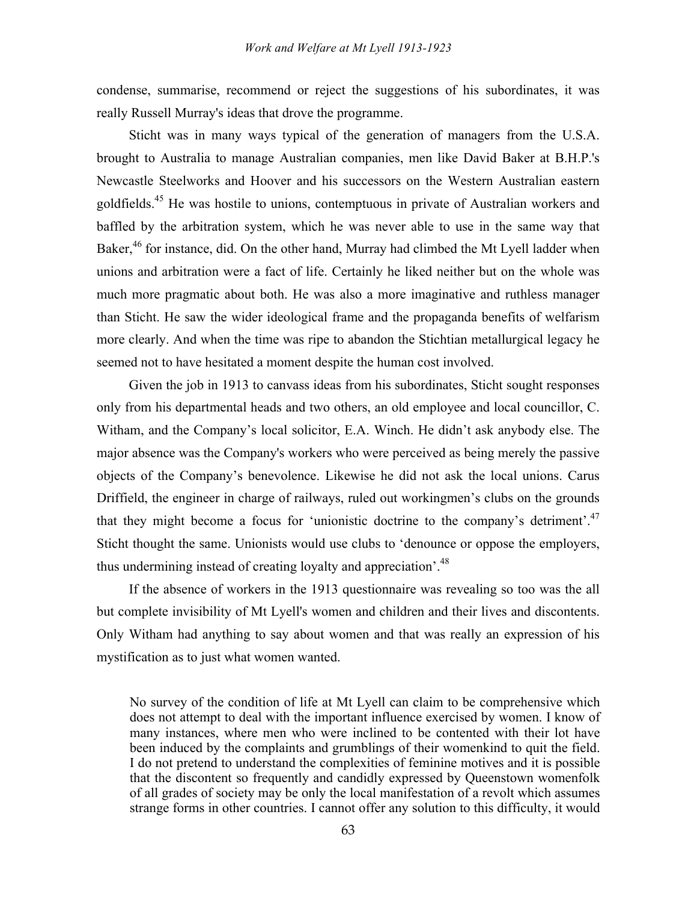condense, summarise, recommend or reject the suggestions of his subordinates, it was really Russell Murray's ideas that drove the programme.

Sticht was in many ways typical of the generation of managers from the U.S.A. brought to Australia to manage Australian companies, men like David Baker at B.H.P.'s Newcastle Steelworks and Hoover and his successors on the Western Australian eastern goldfields.[45] He was hostile to unions, contemptuous in private of Australian workers and baffled by the arbitration system, which he was never able to use in the same way that Baker,[46] for instance, did. On the other hand, Murray had climbed the Mt Lyell ladder when unions and arbitration were a fact of life. Certainly he liked neither but on the whole was much more pragmatic about both. He was also a more imaginative and ruthless manager than Sticht. He saw the wider ideological frame and the propaganda benefits of welfarism more clearly. And when the time was ripe to abandon the Stichtian metallurgical legacy he seemed not to have hesitated a moment despite the human cost involved.

Given the job in 1913 to canvass ideas from his subordinates, Sticht sought responses only from his departmental heads and two others, an old employee and local councillor, C. Witham, and the Company's local solicitor, E.A. Winch. He didn't ask anybody else. The major absence was the Company's workers who were perceived as being merely the passive objects of the Company's benevolence. Likewise he did not ask the local unions. Carus Driffield, the engineer in charge of railways, ruled out workingmen's clubs on the grounds that they might become a focus for 'unionistic doctrine to the company's detriment'.[47] Sticht thought the same. Unionists would use clubs to 'denounce or oppose the employers, thus undermining instead of creating loyalty and appreciation'.[48]

If the absence of workers in the 1913 questionnaire was revealing so too was the all but complete invisibility of Mt Lyell's women and children and their lives and discontents. Only Witham had anything to say about women and that was really an expression of his mystification as to just what women wanted.

> No survey of the condition of life at Mt Lyell can claim to be comprehensive which does not attempt to deal with the important influence exercised by women. I know of many instances, where men who were inclined to be contented with their lot have been induced by the complaints and grumblings of their womenkind to quit the field. I do not pretend to understand the complexities of feminine motives and it is possible that the discontent so frequently and candidly expressed by Queenstown womenfolk of all grades of society may be only the local manifestation of a revolt which assumes strange forms in other countries. I cannot offer any solution to this difficulty, it would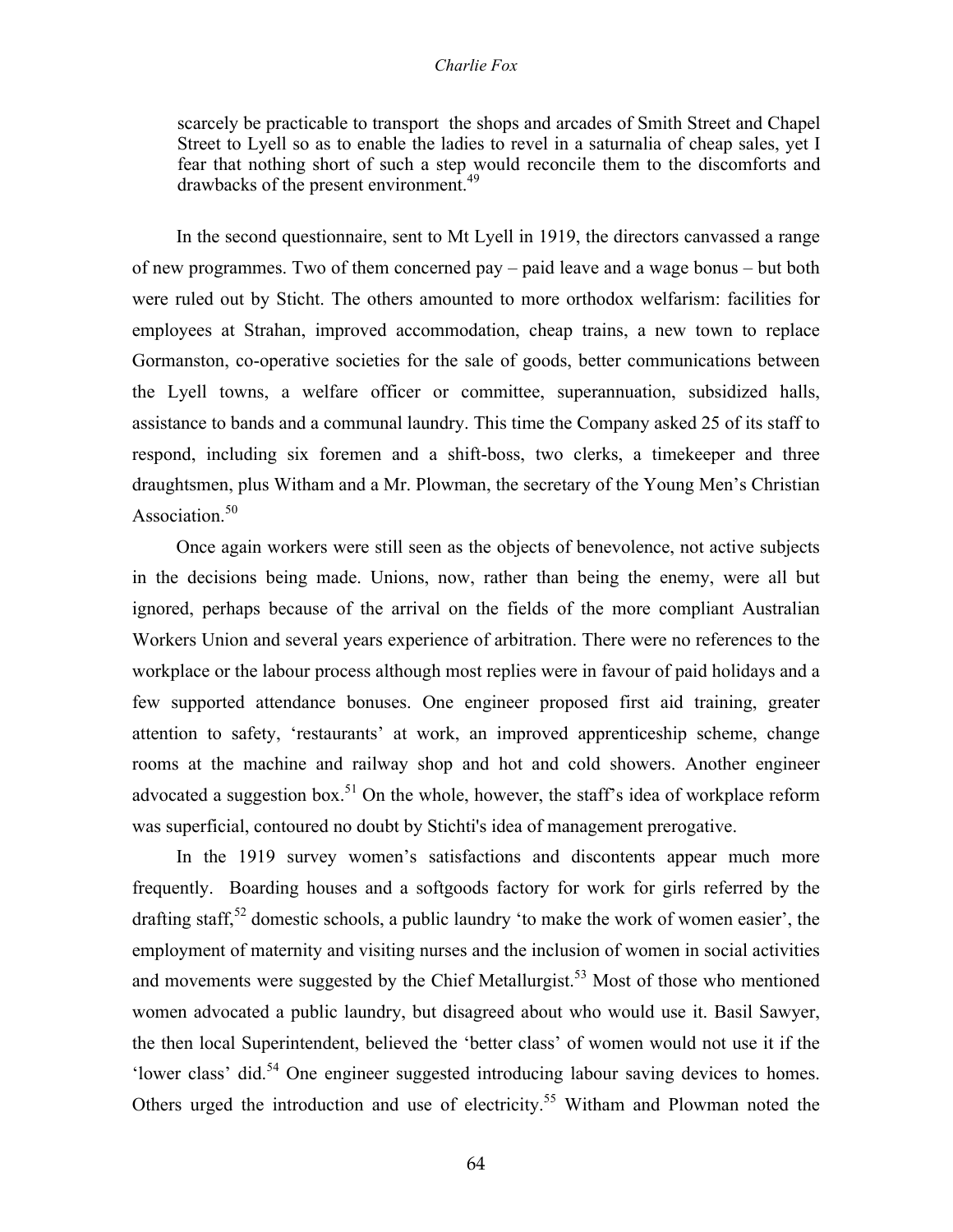> scarcely be practicable to transport the shops and arcades of Smith Street and Chapel Street to Lyell so as to enable the ladies to revel in a saturnalia of cheap sales, yet I fear that nothing short of such a step would reconcile them to the discomforts and drawbacks of the present environment.[49]

In the second questionnaire, sent to Mt Lyell in 1919, the directors canvassed a range of new programmes. Two of them concerned pay – paid leave and a wage bonus – but both were ruled out by Sticht. The others amounted to more orthodox welfarism: facilities for employees at Strahan, improved accommodation, cheap trains, a new town to replace Gormanston, co-operative societies for the sale of goods, better communications between the Lyell towns, a welfare officer or committee, superannuation, subsidized halls, assistance to bands and a communal laundry. This time the Company asked 25 of its staff to respond, including six foremen and a shift-boss, two clerks, a timekeeper and three draughtsmen, plus Witham and a Mr. Plowman, the secretary of the Young Men's Christian Association.[50]

Once again workers were still seen as the objects of benevolence, not active subjects in the decisions being made. Unions, now, rather than being the enemy, were all but ignored, perhaps because of the arrival on the fields of the more compliant Australian Workers Union and several years experience of arbitration. There were no references to the workplace or the labour process although most replies were in favour of paid holidays and a few supported attendance bonuses. One engineer proposed first aid training, greater attention to safety, 'restaurants' at work, an improved apprenticeship scheme, change rooms at the machine and railway shop and hot and cold showers. Another engineer advocated a suggestion box.[51] On the whole, however, the staff's idea of workplace reform was superficial, contoured no doubt by Stichti's idea of management prerogative.

In the 1919 survey women's satisfactions and discontents appear much more frequently. Boarding houses and a softgoods factory for work for girls referred by the drafting staff,[52] domestic schools, a public laundry 'to make the work of women easier', the employment of maternity and visiting nurses and the inclusion of women in social activities and movements were suggested by the Chief Metallurgist.[53] Most of those who mentioned women advocated a public laundry, but disagreed about who would use it. Basil Sawyer, the then local Superintendent, believed the 'better class' of women would not use it if the 'lower class' did.[54] One engineer suggested introducing labour saving devices to homes. Others urged the introduction and use of electricity.[55] Witham and Plowman noted the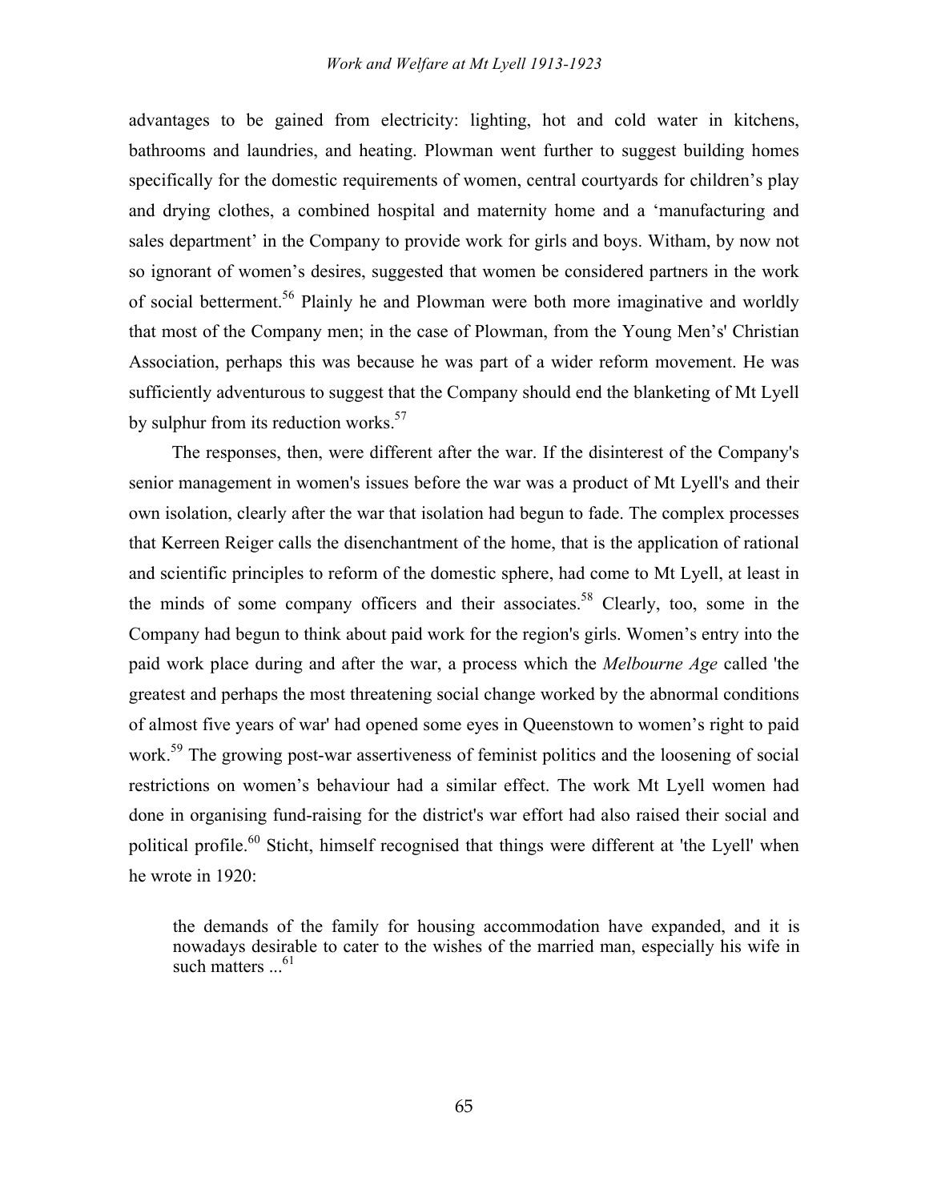advantages to be gained from electricity: lighting, hot and cold water in kitchens, bathrooms and laundries, and heating. Plowman went further to suggest building homes specifically for the domestic requirements of women, central courtyards for children's play and drying clothes, a combined hospital and maternity home and a 'manufacturing and sales department' in the Company to provide work for girls and boys. Witham, by now not so ignorant of women's desires, suggested that women be considered partners in the work of social betterment.[56] Plainly he and Plowman were both more imaginative and worldly that most of the Company men; in the case of Plowman, from the Young Men's' Christian Association, perhaps this was because he was part of a wider reform movement. He was sufficiently adventurous to suggest that the Company should end the blanketing of Mt Lyell by sulphur from its reduction works.[57]

The responses, then, were different after the war. If the disinterest of the Company's senior management in women's issues before the war was a product of Mt Lyell's and their own isolation, clearly after the war that isolation had begun to fade. The complex processes that Kerreen Reiger calls the disenchantment of the home, that is the application of rational and scientific principles to reform of the domestic sphere, had come to Mt Lyell, at least in the minds of some company officers and their associates.[58] Clearly, too, some in the Company had begun to think about paid work for the region's girls. Women's entry into the paid work place during and after the war, a process which the *Melbourne Age* called 'the greatest and perhaps the most threatening social change worked by the abnormal conditions of almost five years of war' had opened some eyes in Queenstown to women's right to paid work.[59] The growing post-war assertiveness of feminist politics and the loosening of social restrictions on women's behaviour had a similar effect. The work Mt Lyell women had done in organising fund-raising for the district's war effort had also raised their social and political profile.[60] Sticht, himself recognised that things were different at 'the Lyell' when he wrote in 1920:

> the demands of the family for housing accommodation have expanded, and it is nowadays desirable to cater to the wishes of the married man, especially his wife in such matters ...[61]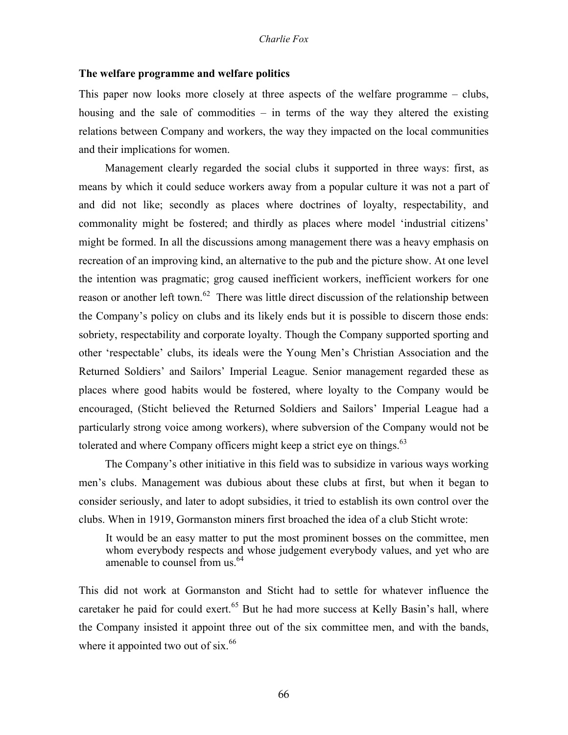### The welfare programme and welfare politics

This paper now looks more closely at three aspects of the welfare programme – clubs, housing and the sale of commodities – in terms of the way they altered the existing relations between Company and workers, the way they impacted on the local communities and their implications for women.

Management clearly regarded the social clubs it supported in three ways: first, as means by which it could seduce workers away from a popular culture it was not a part of and did not like; secondly as places where doctrines of loyalty, respectability, and commonality might be fostered; and thirdly as places where model 'industrial citizens' might be formed. In all the discussions among management there was a heavy emphasis on recreation of an improving kind, an alternative to the pub and the picture show. At one level the intention was pragmatic; grog caused inefficient workers, inefficient workers for one reason or another left town.[62] There was little direct discussion of the relationship between the Company's policy on clubs and its likely ends but it is possible to discern those ends: sobriety, respectability and corporate loyalty. Though the Company supported sporting and other 'respectable' clubs, its ideals were the Young Men's Christian Association and the Returned Soldiers' and Sailors' Imperial League. Senior management regarded these as places where good habits would be fostered, where loyalty to the Company would be encouraged, (Sticht believed the Returned Soldiers and Sailors' Imperial League had a particularly strong voice among workers), where subversion of the Company would not be tolerated and where Company officers might keep a strict eye on things.[63]

The Company's other initiative in this field was to subsidize in various ways working men's clubs. Management was dubious about these clubs at first, but when it began to consider seriously, and later to adopt subsidies, it tried to establish its own control over the clubs. When in 1919, Gormanston miners first broached the idea of a club Sticht wrote:

> It would be an easy matter to put the most prominent bosses on the committee, men whom everybody respects and whose judgement everybody values, and yet who are amenable to counsel from us.[64]

This did not work at Gormanston and Sticht had to settle for whatever influence the caretaker he paid for could exert.[65] But he had more success at Kelly Basin's hall, where the Company insisted it appoint three out of the six committee men, and with the bands, where it appointed two out of six.[66]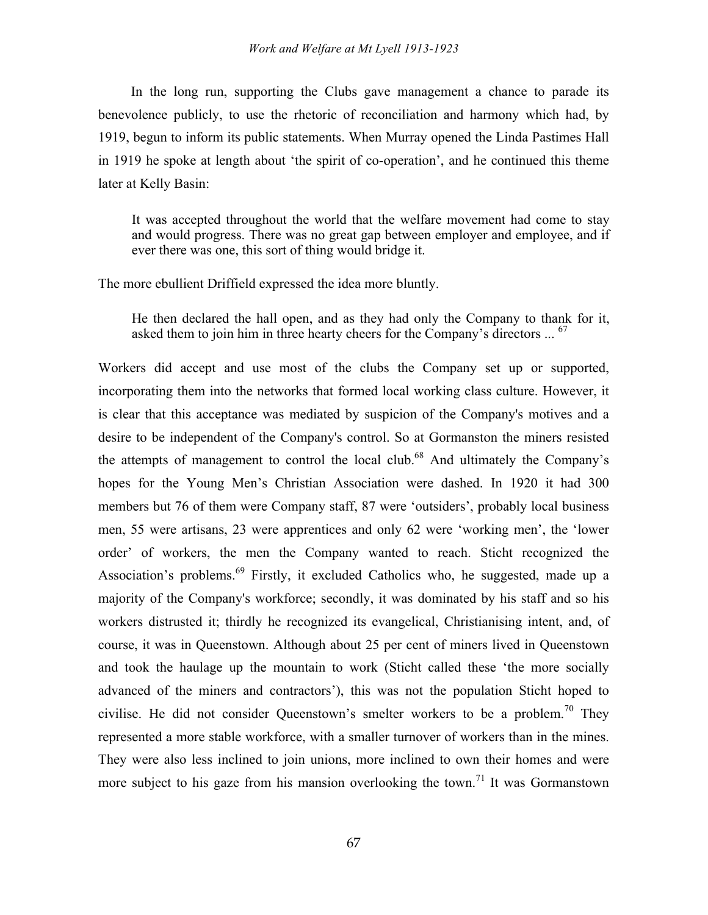In the long run, supporting the Clubs gave management a chance to parade its benevolence publicly, to use the rhetoric of reconciliation and harmony which had, by 1919, begun to inform its public statements. When Murray opened the Linda Pastimes Hall in 1919 he spoke at length about 'the spirit of co-operation', and he continued this theme later at Kelly Basin:

> It was accepted throughout the world that the welfare movement had come to stay and would progress. There was no great gap between employer and employee, and if ever there was one, this sort of thing would bridge it.

The more ebullient Driffield expressed the idea more bluntly.

> He then declared the hall open, and as they had only the Company to thank for it, asked them to join him in three hearty cheers for the Company's directors ... [67]

Workers did accept and use most of the clubs the Company set up or supported, incorporating them into the networks that formed local working class culture. However, it is clear that this acceptance was mediated by suspicion of the Company's motives and a desire to be independent of the Company's control. So at Gormanston the miners resisted the attempts of management to control the local club.[68] And ultimately the Company's hopes for the Young Men's Christian Association were dashed. In 1920 it had 300 members but 76 of them were Company staff, 87 were 'outsiders', probably local business men, 55 were artisans, 23 were apprentices and only 62 were 'working men', the 'lower order' of workers, the men the Company wanted to reach. Sticht recognized the Association's problems.[69] Firstly, it excluded Catholics who, he suggested, made up a majority of the Company's workforce; secondly, it was dominated by his staff and so his workers distrusted it; thirdly he recognized its evangelical, Christianising intent, and, of course, it was in Queenstown. Although about 25 per cent of miners lived in Queenstown and took the haulage up the mountain to work (Sticht called these 'the more socially advanced of the miners and contractors'), this was not the population Sticht hoped to civilise. He did not consider Queenstown's smelter workers to be a problem.[70] They represented a more stable workforce, with a smaller turnover of workers than in the mines. They were also less inclined to join unions, more inclined to own their homes and were more subject to his gaze from his mansion overlooking the town.[71] It was Gormanstown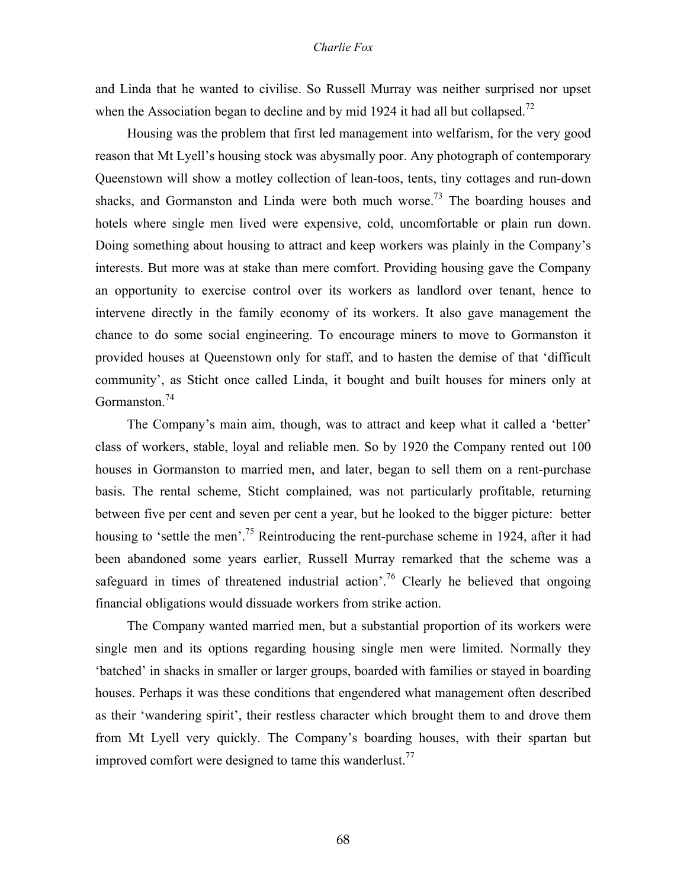and Linda that he wanted to civilise. So Russell Murray was neither surprised nor upset when the Association began to decline and by mid 1924 it had all but collapsed.[72]

Housing was the problem that first led management into welfarism, for the very good reason that Mt Lyell's housing stock was abysmally poor. Any photograph of contemporary Queenstown will show a motley collection of lean-toos, tents, tiny cottages and run-down shacks, and Gormanston and Linda were both much worse.[73] The boarding houses and hotels where single men lived were expensive, cold, uncomfortable or plain run down. Doing something about housing to attract and keep workers was plainly in the Company's interests. But more was at stake than mere comfort. Providing housing gave the Company an opportunity to exercise control over its workers as landlord over tenant, hence to intervene directly in the family economy of its workers. It also gave management the chance to do some social engineering. To encourage miners to move to Gormanston it provided houses at Queenstown only for staff, and to hasten the demise of that 'difficult community', as Sticht once called Linda, it bought and built houses for miners only at Gormanston.[74]

The Company's main aim, though, was to attract and keep what it called a 'better' class of workers, stable, loyal and reliable men. So by 1920 the Company rented out 100 houses in Gormanston to married men, and later, began to sell them on a rent-purchase basis. The rental scheme, Sticht complained, was not particularly profitable, returning between five per cent and seven per cent a year, but he looked to the bigger picture: better housing to 'settle the men'.[75] Reintroducing the rent-purchase scheme in 1924, after it had been abandoned some years earlier, Russell Murray remarked that the scheme was a safeguard in times of threatened industrial action'.[76] Clearly he believed that ongoing financial obligations would dissuade workers from strike action.

The Company wanted married men, but a substantial proportion of its workers were single men and its options regarding housing single men were limited. Normally they 'batched' in shacks in smaller or larger groups, boarded with families or stayed in boarding houses. Perhaps it was these conditions that engendered what management often described as their 'wandering spirit', their restless character which brought them to and drove them from Mt Lyell very quickly. The Company's boarding houses, with their spartan but improved comfort were designed to tame this wanderlust.[77]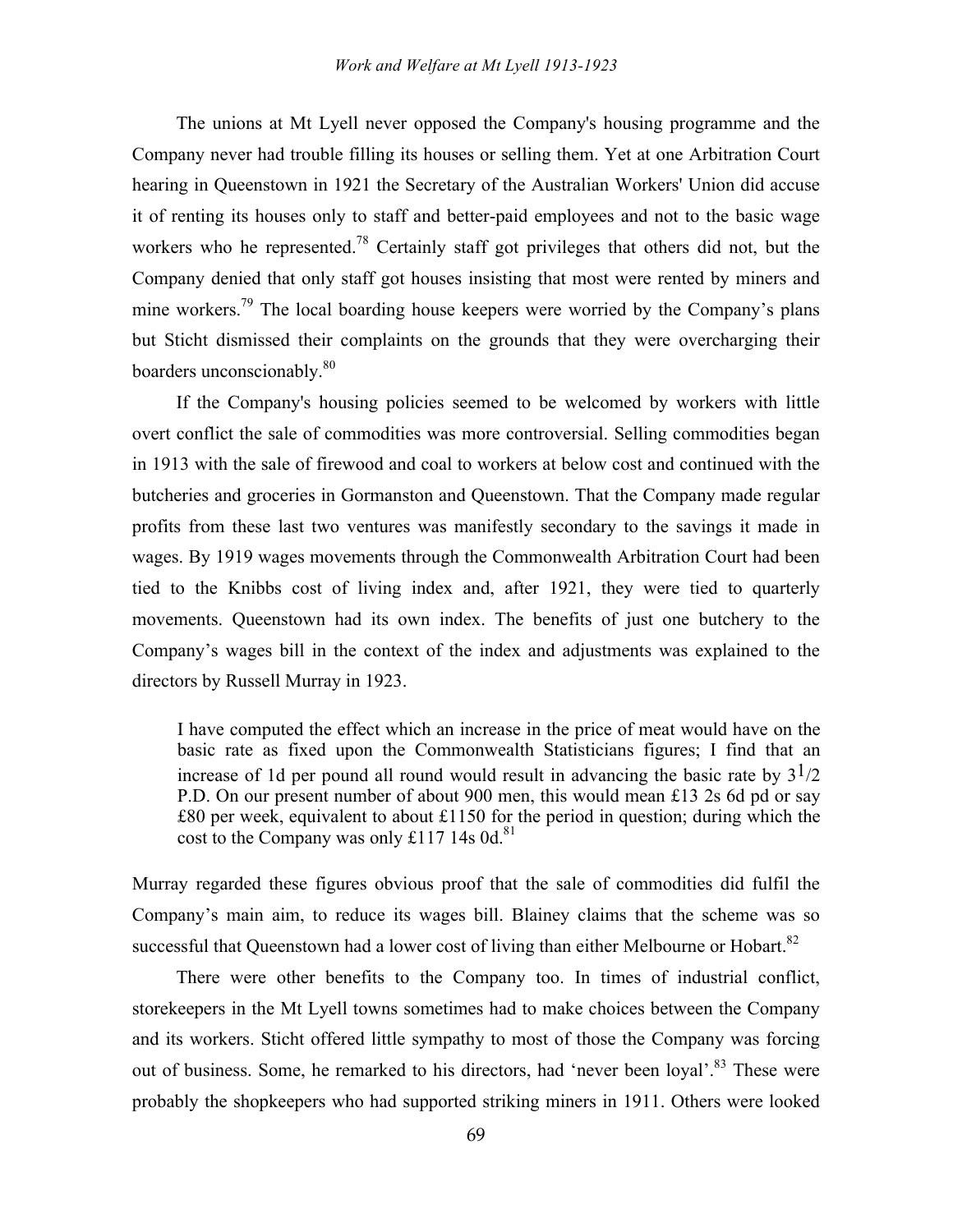The unions at Mt Lyell never opposed the Company's housing programme and the Company never had trouble filling its houses or selling them. Yet at one Arbitration Court hearing in Queenstown in 1921 the Secretary of the Australian Workers' Union did accuse it of renting its houses only to staff and better-paid employees and not to the basic wage workers who he represented.[78] Certainly staff got privileges that others did not, but the Company denied that only staff got houses insisting that most were rented by miners and mine workers.[79] The local boarding house keepers were worried by the Company's plans but Sticht dismissed their complaints on the grounds that they were overcharging their boarders unconscionably.[80]

If the Company's housing policies seemed to be welcomed by workers with little overt conflict the sale of commodities was more controversial. Selling commodities began in 1913 with the sale of firewood and coal to workers at below cost and continued with the butcheries and groceries in Gormanston and Queenstown. That the Company made regular profits from these last two ventures was manifestly secondary to the savings it made in wages. By 1919 wages movements through the Commonwealth Arbitration Court had been tied to the Knibbs cost of living index and, after 1921, they were tied to quarterly movements. Queenstown had its own index. The benefits of just one butchery to the Company's wages bill in the context of the index and adjustments was explained to the directors by Russell Murray in 1923.

> I have computed the effect which an increase in the price of meat would have on the basic rate as fixed upon the Commonwealth Statisticians figures; I find that an increase of 1d per pound all round would result in advancing the basic rate by 3 1/2 P.D. On our present number of about 900 men, this would mean £13 2s 6d pd or say £80 per week, equivalent to about £1150 for the period in question; during which the cost to the Company was only £117 14s 0d.[81]

Murray regarded these figures obvious proof that the sale of commodities did fulfil the Company's main aim, to reduce its wages bill. Blainey claims that the scheme was so successful that Queenstown had a lower cost of living than either Melbourne or Hobart.[82]

There were other benefits to the Company too. In times of industrial conflict, storekeepers in the Mt Lyell towns sometimes had to make choices between the Company and its workers. Sticht offered little sympathy to most of those the Company was forcing out of business. Some, he remarked to his directors, had 'never been loyal'.[83] These were probably the shopkeepers who had supported striking miners in 1911. Others were looked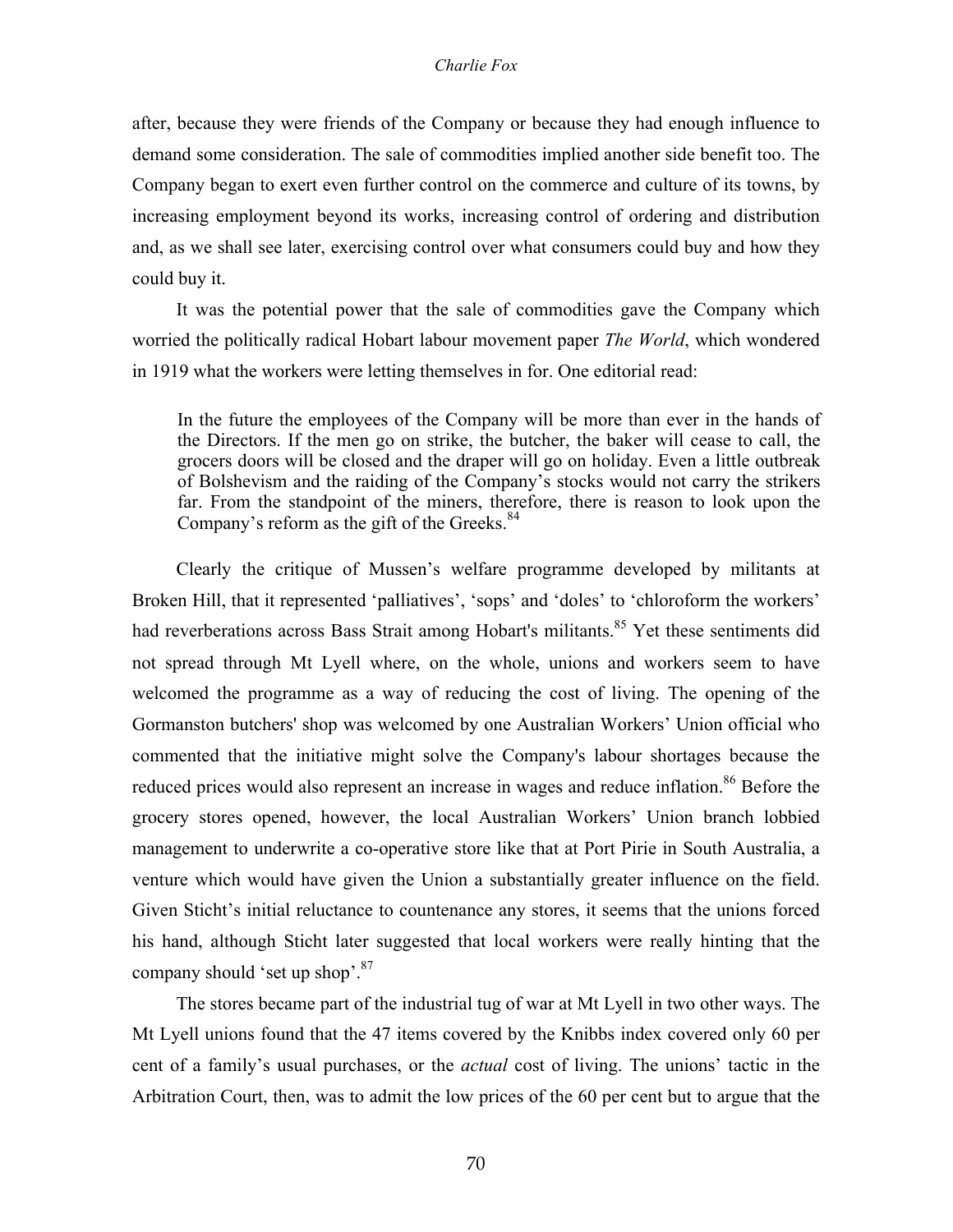after, because they were friends of the Company or because they had enough influence to demand some consideration. The sale of commodities implied another side benefit too. The Company began to exert even further control on the commerce and culture of its towns, by increasing employment beyond its works, increasing control of ordering and distribution and, as we shall see later, exercising control over what consumers could buy and how they could buy it.

It was the potential power that the sale of commodities gave the Company which worried the politically radical Hobart labour movement paper *The World*, which wondered in 1919 what the workers were letting themselves in for. One editorial read:

> In the future the employees of the Company will be more than ever in the hands of the Directors. If the men go on strike, the butcher, the baker will cease to call, the grocers doors will be closed and the draper will go on holiday. Even a little outbreak of Bolshevism and the raiding of the Company's stocks would not carry the strikers far. From the standpoint of the miners, therefore, there is reason to look upon the Company's reform as the gift of the Greeks.[84]

Clearly the critique of Mussen's welfare programme developed by militants at Broken Hill, that it represented 'palliatives', 'sops' and 'doles' to 'chloroform the workers' had reverberations across Bass Strait among Hobart's militants.[85] Yet these sentiments did not spread through Mt Lyell where, on the whole, unions and workers seem to have welcomed the programme as a way of reducing the cost of living. The opening of the Gormanston butchers' shop was welcomed by one Australian Workers' Union official who commented that the initiative might solve the Company's labour shortages because the reduced prices would also represent an increase in wages and reduce inflation.[86] Before the grocery stores opened, however, the local Australian Workers' Union branch lobbied management to underwrite a co-operative store like that at Port Pirie in South Australia, a venture which would have given the Union a substantially greater influence on the field. Given Sticht's initial reluctance to countenance any stores, it seems that the unions forced his hand, although Sticht later suggested that local workers were really hinting that the company should 'set up shop'.[87]

The stores became part of the industrial tug of war at Mt Lyell in two other ways. The Mt Lyell unions found that the 47 items covered by the Knibbs index covered only 60 per cent of a family's usual purchases, or the *actual* cost of living. The unions' tactic in the Arbitration Court, then, was to admit the low prices of the 60 per cent but to argue that the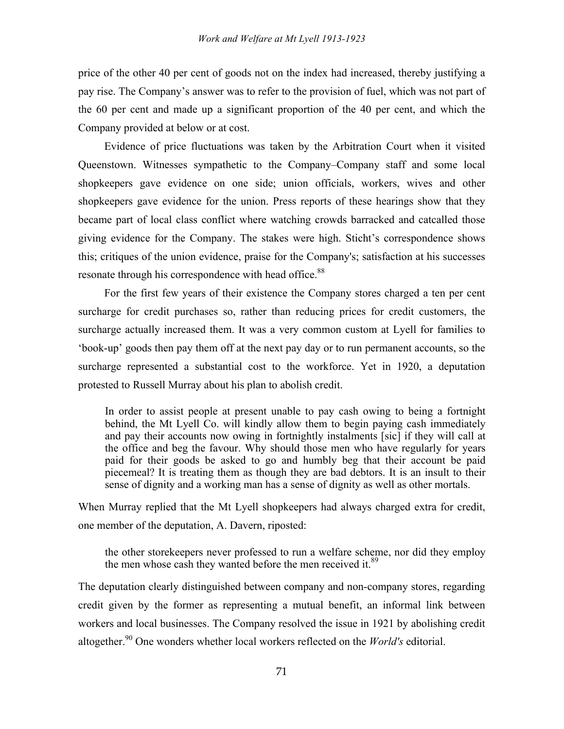price of the other 40 per cent of goods not on the index had increased, thereby justifying a pay rise. The Company's answer was to refer to the provision of fuel, which was not part of the 60 per cent and made up a significant proportion of the 40 per cent, and which the Company provided at below or at cost.

Evidence of price fluctuations was taken by the Arbitration Court when it visited Queenstown. Witnesses sympathetic to the Company–Company staff and some local shopkeepers gave evidence on one side; union officials, workers, wives and other shopkeepers gave evidence for the union. Press reports of these hearings show that they became part of local class conflict where watching crowds barracked and catcalled those giving evidence for the Company. The stakes were high. Sticht's correspondence shows this; critiques of the union evidence, praise for the Company's; satisfaction at his successes resonate through his correspondence with head office.[88]

For the first few years of their existence the Company stores charged a ten per cent surcharge for credit purchases so, rather than reducing prices for credit customers, the surcharge actually increased them. It was a very common custom at Lyell for families to 'book-up' goods then pay them off at the next pay day or to run permanent accounts, so the surcharge represented a substantial cost to the workforce. Yet in 1920, a deputation protested to Russell Murray about his plan to abolish credit.

> In order to assist people at present unable to pay cash owing to being a fortnight behind, the Mt Lyell Co. will kindly allow them to begin paying cash immediately and pay their accounts now owing in fortnightly instalments [sic] if they will call at the office and beg the favour. Why should those men who have regularly for years paid for their goods be asked to go and humbly beg that their account be paid piecemeal? It is treating them as though they are bad debtors. It is an insult to their sense of dignity and a working man has a sense of dignity as well as other mortals.

When Murray replied that the Mt Lyell shopkeepers had always charged extra for credit, one member of the deputation, A. Davern, riposted:

> the other storekeepers never professed to run a welfare scheme, nor did they employ the men whose cash they wanted before the men received it.[89]

The deputation clearly distinguished between company and non-company stores, regarding credit given by the former as representing a mutual benefit, an informal link between workers and local businesses. The Company resolved the issue in 1921 by abolishing credit altogether.[90] One wonders whether local workers reflected on the *World's* editorial.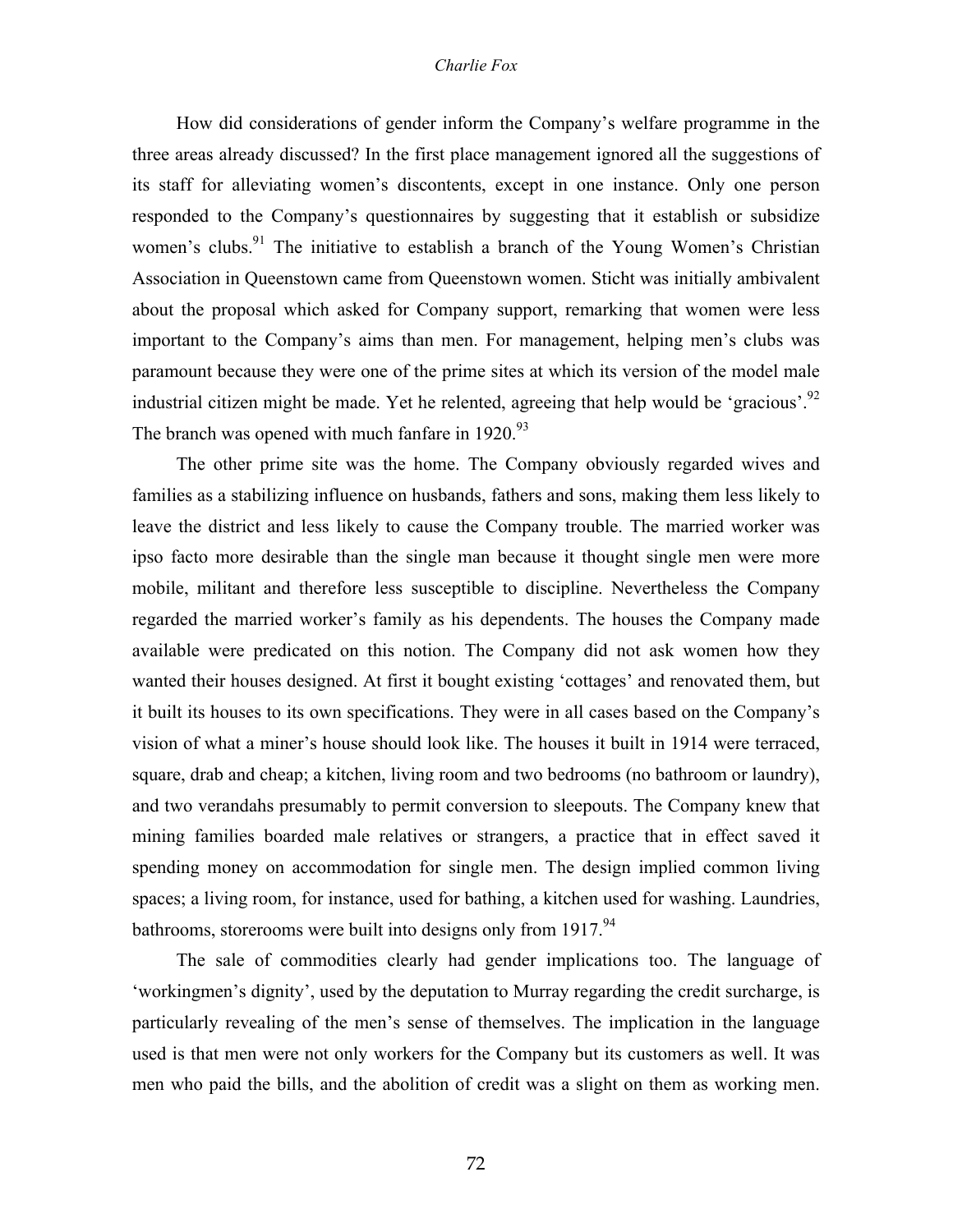How did considerations of gender inform the Company's welfare programme in the three areas already discussed? In the first place management ignored all the suggestions of its staff for alleviating women's discontents, except in one instance. Only one person responded to the Company's questionnaires by suggesting that it establish or subsidize women's clubs.[91] The initiative to establish a branch of the Young Women's Christian Association in Queenstown came from Queenstown women. Sticht was initially ambivalent about the proposal which asked for Company support, remarking that women were less important to the Company's aims than men. For management, helping men's clubs was paramount because they were one of the prime sites at which its version of the model male industrial citizen might be made. Yet he relented, agreeing that help would be 'gracious'.[92] The branch was opened with much fanfare in 1920.[93]

The other prime site was the home. The Company obviously regarded wives and families as a stabilizing influence on husbands, fathers and sons, making them less likely to leave the district and less likely to cause the Company trouble. The married worker was ipso facto more desirable than the single man because it thought single men were more mobile, militant and therefore less susceptible to discipline. Nevertheless the Company regarded the married worker's family as his dependents. The houses the Company made available were predicated on this notion. The Company did not ask women how they wanted their houses designed. At first it bought existing 'cottages' and renovated them, but it built its houses to its own specifications. They were in all cases based on the Company's vision of what a miner's house should look like. The houses it built in 1914 were terraced, square, drab and cheap; a kitchen, living room and two bedrooms (no bathroom or laundry), and two verandahs presumably to permit conversion to sleepouts. The Company knew that mining families boarded male relatives or strangers, a practice that in effect saved it spending money on accommodation for single men. The design implied common living spaces; a living room, for instance, used for bathing, a kitchen used for washing. Laundries, bathrooms, storerooms were built into designs only from 1917.[94]

The sale of commodities clearly had gender implications too. The language of 'workingmen's dignity', used by the deputation to Murray regarding the credit surcharge, is particularly revealing of the men's sense of themselves. The implication in the language used is that men were not only workers for the Company but its customers as well. It was men who paid the bills, and the abolition of credit was a slight on them as working men.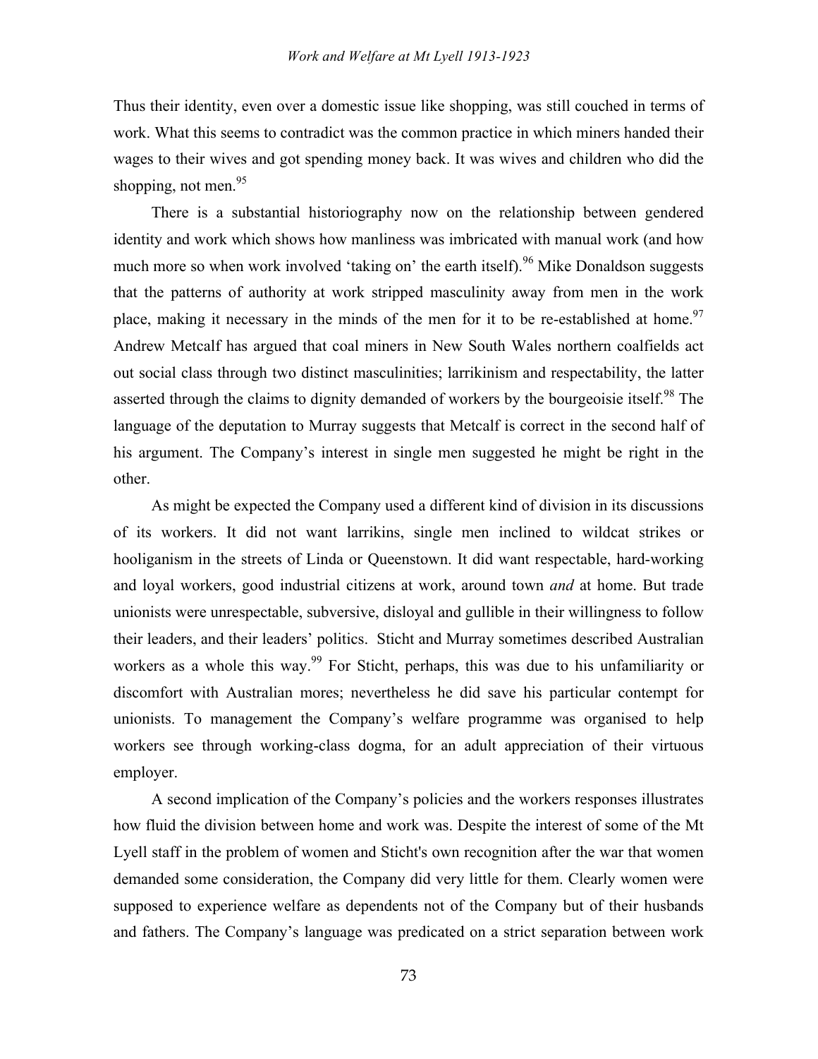Thus their identity, even over a domestic issue like shopping, was still couched in terms of work. What this seems to contradict was the common practice in which miners handed their wages to their wives and got spending money back. It was wives and children who did the shopping, not men.[95]

There is a substantial historiography now on the relationship between gendered identity and work which shows how manliness was imbricated with manual work (and how much more so when work involved 'taking on' the earth itself).[96] Mike Donaldson suggests that the patterns of authority at work stripped masculinity away from men in the work place, making it necessary in the minds of the men for it to be re-established at home.[97] Andrew Metcalf has argued that coal miners in New South Wales northern coalfields act out social class through two distinct masculinities; larrikinism and respectability, the latter asserted through the claims to dignity demanded of workers by the bourgeoisie itself.[98] The language of the deputation to Murray suggests that Metcalf is correct in the second half of his argument. The Company's interest in single men suggested he might be right in the other.

As might be expected the Company used a different kind of division in its discussions of its workers. It did not want larrikins, single men inclined to wildcat strikes or hooliganism in the streets of Linda or Queenstown. It did want respectable, hard-working and loyal workers, good industrial citizens at work, around town *and* at home. But trade unionists were unrespectable, subversive, disloyal and gullible in their willingness to follow their leaders, and their leaders' politics. Sticht and Murray sometimes described Australian workers as a whole this way.[99] For Sticht, perhaps, this was due to his unfamiliarity or discomfort with Australian mores; nevertheless he did save his particular contempt for unionists. To management the Company's welfare programme was organised to help workers see through working-class dogma, for an adult appreciation of their virtuous employer.

A second implication of the Company's policies and the workers responses illustrates how fluid the division between home and work was. Despite the interest of some of the Mt Lyell staff in the problem of women and Sticht's own recognition after the war that women demanded some consideration, the Company did very little for them. Clearly women were supposed to experience welfare as dependents not of the Company but of their husbands and fathers. The Company's language was predicated on a strict separation between work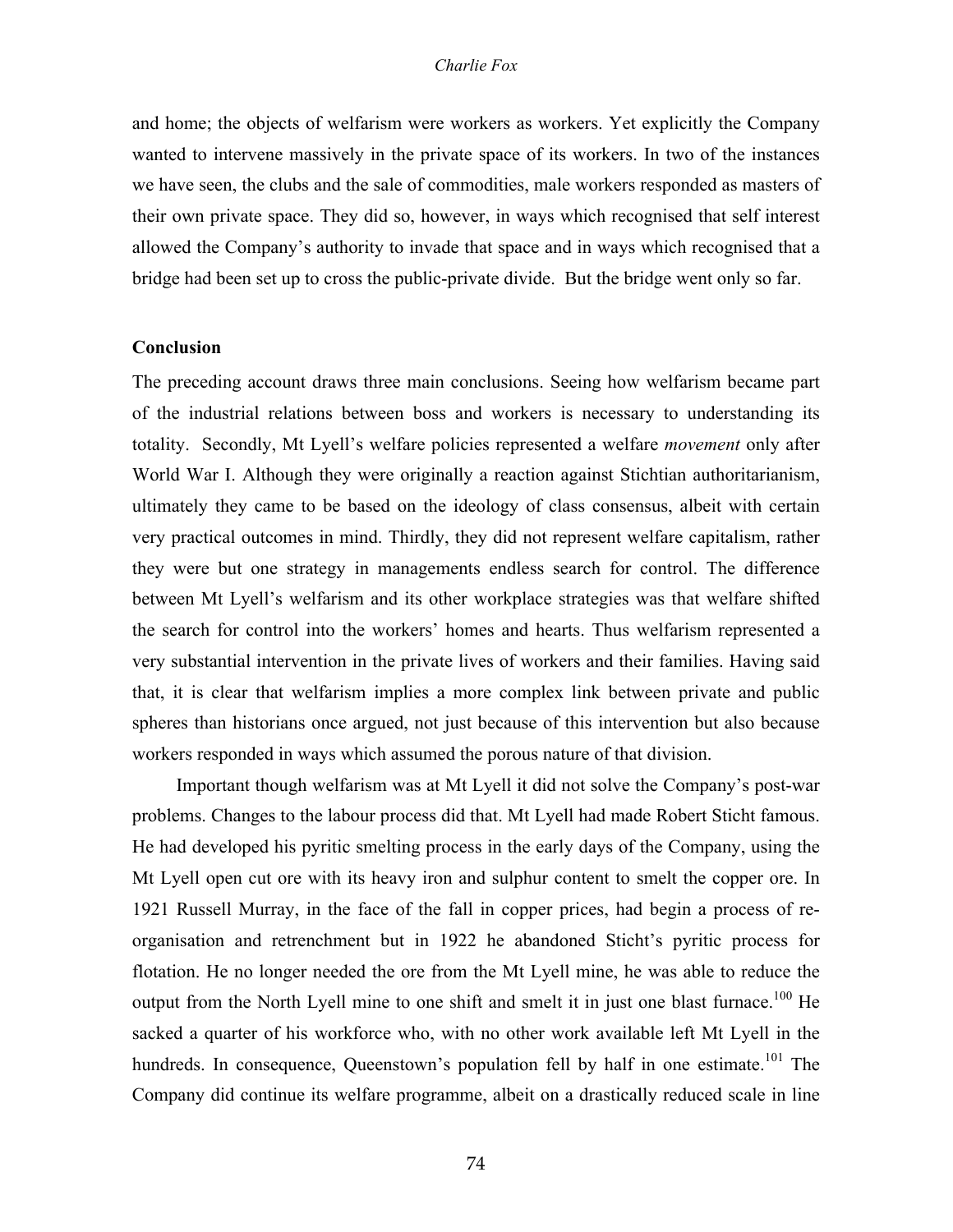and home; the objects of welfarism were workers as workers. Yet explicitly the Company wanted to intervene massively in the private space of its workers. In two of the instances we have seen, the clubs and the sale of commodities, male workers responded as masters of their own private space. They did so, however, in ways which recognised that self interest allowed the Company's authority to invade that space and in ways which recognised that a bridge had been set up to cross the public-private divide. But the bridge went only so far.

**Conclusion**

The preceding account draws three main conclusions. Seeing how welfarism became part of the industrial relations between boss and workers is necessary to understanding its totality. Secondly, Mt Lyell's welfare policies represented a welfare *movement* only after World War I. Although they were originally a reaction against Stichtian authoritarianism, ultimately they came to be based on the ideology of class consensus, albeit with certain very practical outcomes in mind. Thirdly, they did not represent welfare capitalism, rather they were but one strategy in managements endless search for control. The difference between Mt Lyell's welfarism and its other workplace strategies was that welfare shifted the search for control into the workers' homes and hearts. Thus welfarism represented a very substantial intervention in the private lives of workers and their families. Having said that, it is clear that welfarism implies a more complex link between private and public spheres than historians once argued, not just because of this intervention but also because workers responded in ways which assumed the porous nature of that division.

Important though welfarism was at Mt Lyell it did not solve the Company's post-war problems. Changes to the labour process did that. Mt Lyell had made Robert Sticht famous. He had developed his pyritic smelting process in the early days of the Company, using the Mt Lyell open cut ore with its heavy iron and sulphur content to smelt the copper ore. In 1921 Russell Murray, in the face of the fall in copper prices, had begin a process of re-organisation and retrenchment but in 1922 he abandoned Sticht's pyritic process for flotation. He no longer needed the ore from the Mt Lyell mine, he was able to reduce the output from the North Lyell mine to one shift and smelt it in just one blast furnace.[100] He sacked a quarter of his workforce who, with no other work available left Mt Lyell in the hundreds. In consequence, Queenstown's population fell by half in one estimate.[101] The Company did continue its welfare programme, albeit on a drastically reduced scale in line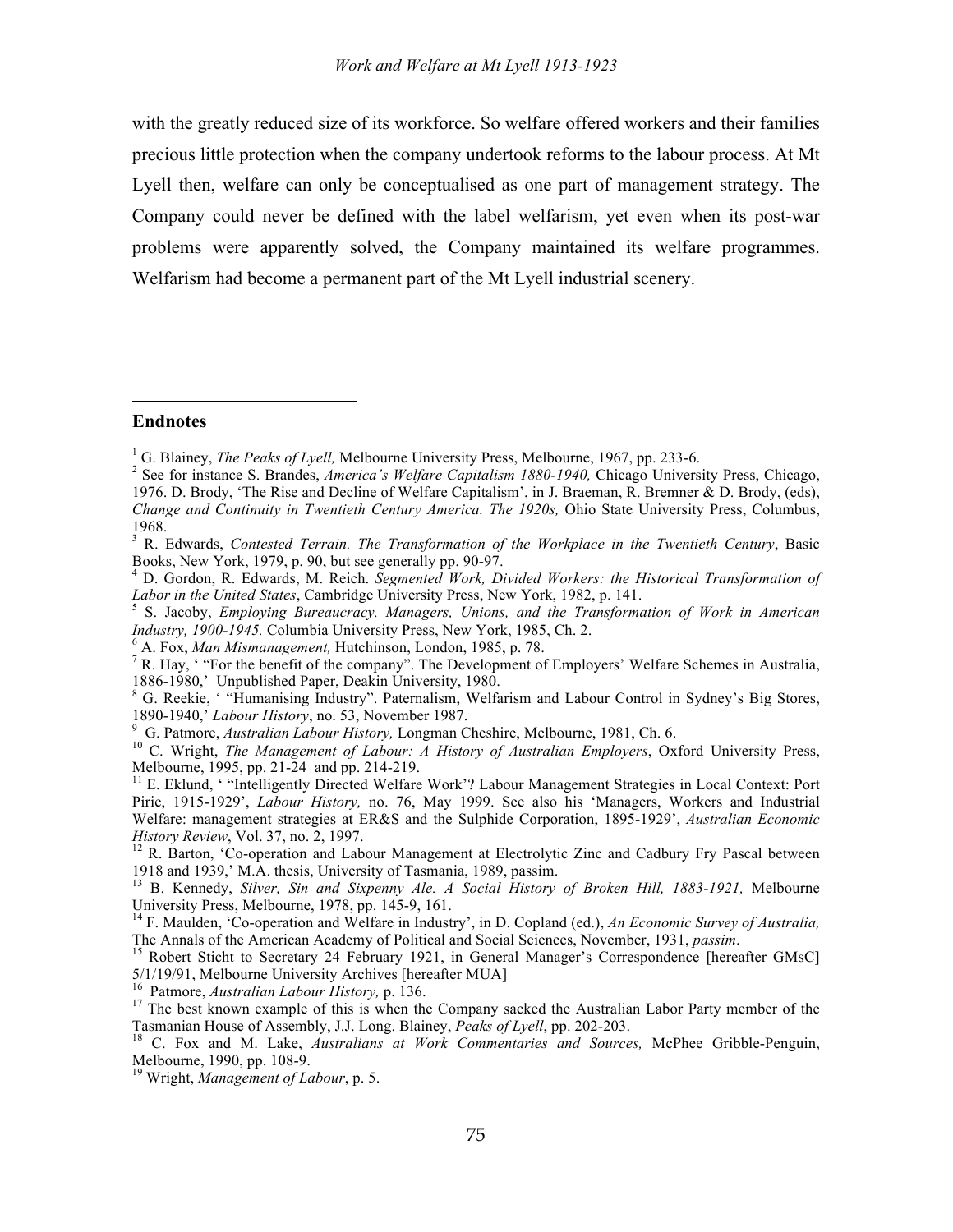with the greatly reduced size of its workforce. So welfare offered workers and their families precious little protection when the company undertook reforms to the labour process. At Mt Lyell then, welfare can only be conceptualised as one part of management strategy. The Company could never be defined with the label welfarism, yet even when its post-war problems were apparently solved, the Company maintained its welfare programmes. Welfarism had become a permanent part of the Mt Lyell industrial scenery.

## Endnotes

[1] G. Blainey, *The Peaks of Lyell,* Melbourne University Press, Melbourne, 1967, pp. 233-6.

[2] See for instance S. Brandes, *America's Welfare Capitalism 1880-1940,* Chicago University Press, Chicago, 1976. D. Brody, 'The Rise and Decline of Welfare Capitalism', in J. Braeman, R. Bremner & D. Brody, (eds), *Change and Continuity in Twentieth Century America. The 1920s,* Ohio State University Press, Columbus, 1968.

[3] R. Edwards, *Contested Terrain. The Transformation of the Workplace in the Twentieth Century*, Basic Books, New York, 1979, p. 90, but see generally pp. 90-97.

[4] D. Gordon, R. Edwards, M. Reich. *Segmented Work, Divided Workers: the Historical Transformation of Labor in the United States*, Cambridge University Press, New York, 1982, p. 141.

[5] S. Jacoby, *Employing Bureaucracy. Managers, Unions, and the Transformation of Work in American Industry, 1900-1945.* Columbia University Press, New York, 1985, Ch. 2.

[6] A. Fox, *Man Mismanagement,* Hutchinson, London, 1985, p. 78.

[7] R. Hay, ' "For the benefit of the company". The Development of Employers' Welfare Schemes in Australia, 1886-1980,' Unpublished Paper, Deakin University, 1980.

[8] G. Reekie, ' "Humanising Industry". Paternalism, Welfarism and Labour Control in Sydney's Big Stores, 1890-1940,' *Labour History*, no. 53, November 1987.

[9] G. Patmore, *Australian Labour History,* Longman Cheshire, Melbourne, 1981, Ch. 6.

[10] C. Wright, *The Management of Labour: A History of Australian Employers*, Oxford University Press, Melbourne, 1995, pp. 21-24 and pp. 214-219.

[11] E. Eklund, ' "Intelligently Directed Welfare Work'? Labour Management Strategies in Local Context: Port Pirie, 1915-1929', *Labour History,* no. 76, May 1999. See also his 'Managers, Workers and Industrial Welfare: management strategies at ER&S and the Sulphide Corporation, 1895-1929', *Australian Economic History Review*, Vol. 37, no. 2, 1997.

[12] R. Barton, 'Co-operation and Labour Management at Electrolytic Zinc and Cadbury Fry Pascal between 1918 and 1939,' M.A. thesis, University of Tasmania, 1989, passim.

[13] B. Kennedy, *Silver, Sin and Sixpenny Ale. A Social History of Broken Hill, 1883-1921,* Melbourne University Press, Melbourne, 1978, pp. 145-9, 161.

[14] F. Maulden, 'Co-operation and Welfare in Industry', in D. Copland (ed.), *An Economic Survey of Australia,* The Annals of the American Academy of Political and Social Sciences, November, 1931, *passim*.

[15] Robert Sticht to Secretary 24 February 1921, in General Manager's Correspondence [hereafter GMsC] 5/1/19/91, Melbourne University Archives [hereafter MUA]

[16] Patmore, *Australian Labour History,* p. 136.

[17] The best known example of this is when the Company sacked the Australian Labor Party member of the Tasmanian House of Assembly, J.J. Long. Blainey, *Peaks of Lyell*, pp. 202-203.

[18] C. Fox and M. Lake, *Australians at Work Commentaries and Sources,* McPhee Gribble-Penguin, Melbourne, 1990, pp. 108-9.

[19] Wright, *Management of Labour*, p. 5.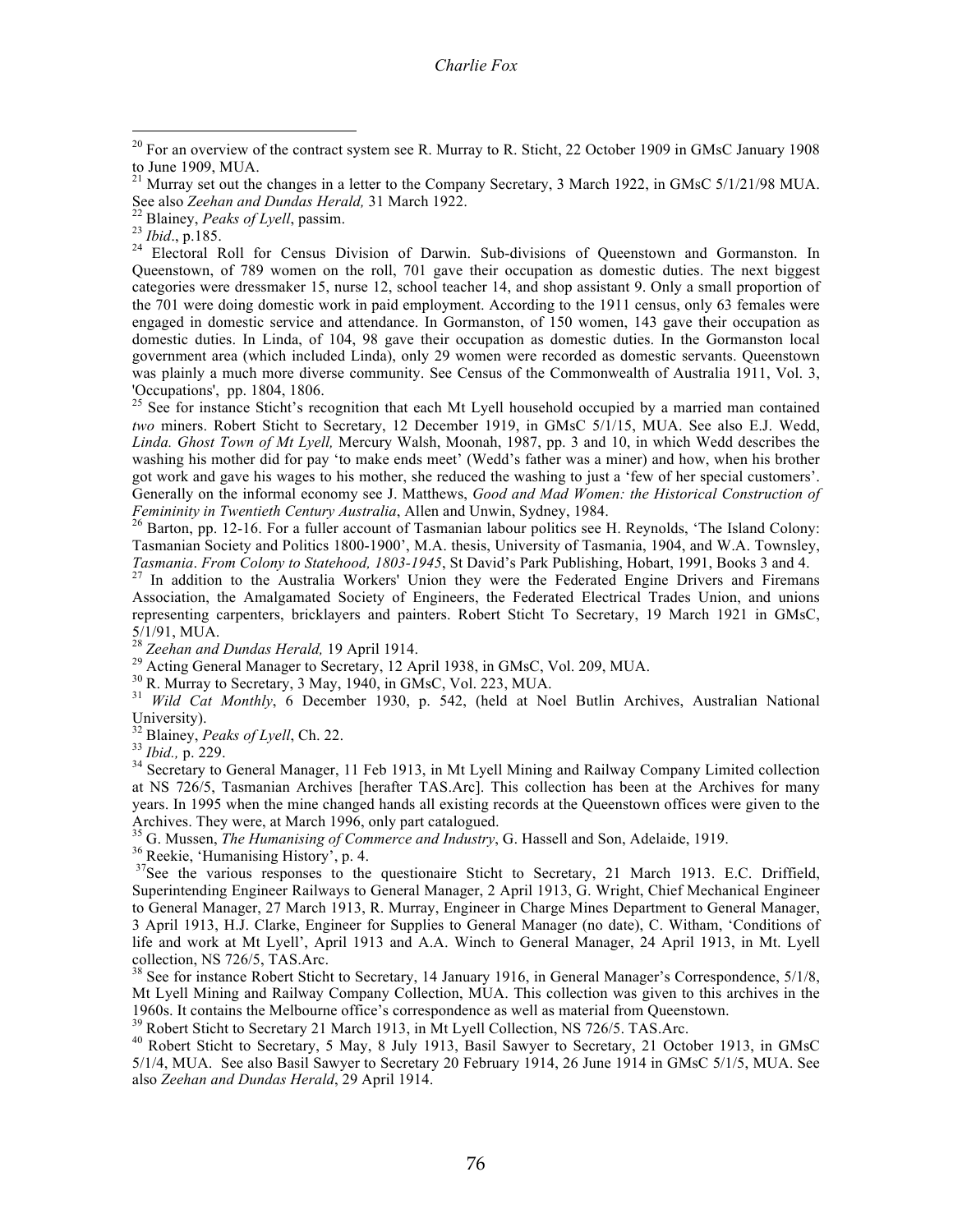[20] For an overview of the contract system see R. Murray to R. Sticht, 22 October 1909 in GMsC January 1908 to June 1909, MUA.

[21] Murray set out the changes in a letter to the Company Secretary, 3 March 1922, in GMsC 5/1/21/98 MUA. See also *Zeehan and Dundas Herald,* 31 March 1922.

[22] Blainey, *Peaks of Lyell*, passim.

[23] *Ibid*., p.185.

[24] Electoral Roll for Census Division of Darwin. Sub-divisions of Queenstown and Gormanston. In Queenstown, of 789 women on the roll, 701 gave their occupation as domestic duties. The next biggest categories were dressmaker 15, nurse 12, school teacher 14, and shop assistant 9. Only a small proportion of the 701 were doing domestic work in paid employment. According to the 1911 census, only 63 females were engaged in domestic service and attendance. In Gormanston, of 150 women, 143 gave their occupation as domestic duties. In Linda, of 104, 98 gave their occupation as domestic duties. In the Gormanston local government area (which included Linda), only 29 women were recorded as domestic servants. Queenstown was plainly a much more diverse community. See Census of the Commonwealth of Australia 1911, Vol. 3, 'Occupations', pp. 1804, 1806.

[25] See for instance Sticht's recognition that each Mt Lyell household occupied by a married man contained *two* miners. Robert Sticht to Secretary, 12 December 1919, in GMsC 5/1/15, MUA. See also E.J. Wedd, *Linda. Ghost Town of Mt Lyell,* Mercury Walsh, Moonah, 1987, pp. 3 and 10, in which Wedd describes the washing his mother did for pay 'to make ends meet' (Wedd's father was a miner) and how, when his brother got work and gave his wages to his mother, she reduced the washing to just a 'few of her special customers'. Generally on the informal economy see J. Matthews, *Good and Mad Women: the Historical Construction of Femininity in Twentieth Century Australia*, Allen and Unwin, Sydney, 1984.

[26] Barton, pp. 12-16. For a fuller account of Tasmanian labour politics see H. Reynolds, 'The Island Colony: Tasmanian Society and Politics 1800-1900', M.A. thesis, University of Tasmania, 1904, and W.A. Townsley, *Tasmania*. *From Colony to Statehood, 1803-1945*, St David's Park Publishing, Hobart, 1991, Books 3 and 4.

[27] In addition to the Australia Workers' Union they were the Federated Engine Drivers and Firemans Association, the Amalgamated Society of Engineers, the Federated Electrical Trades Union, and unions representing carpenters, bricklayers and painters. Robert Sticht To Secretary, 19 March 1921 in GMsC, 5/1/91, MUA.

[28] *Zeehan and Dundas Herald,* 19 April 1914.

[29] Acting General Manager to Secretary, 12 April 1938, in GMsC, Vol. 209, MUA.

[30] R. Murray to Secretary, 3 May, 1940, in GMsC, Vol. 223, MUA.

[31] *Wild Cat Monthly*, 6 December 1930, p. 542, (held at Noel Butlin Archives, Australian National University).

[32] Blainey, *Peaks of Lyell*, Ch. 22.

[33] *Ibid.,* p. 229.

[34] Secretary to General Manager, 11 Feb 1913, in Mt Lyell Mining and Railway Company Limited collection at NS 726/5, Tasmanian Archives [herafter TAS.Arc]. This collection has been at the Archives for many years. In 1995 when the mine changed hands all existing records at the Queenstown offices were given to the Archives. They were, at March 1996, only part catalogued.

[35] G. Mussen, *The Humanising of Commerce and Industry*, G. Hassell and Son, Adelaide, 1919.

[36] Reekie, 'Humanising History', p. 4.

[37] See the various responses to the questionaire Sticht to Secretary, 21 March 1913. E.C. Driffield, Superintending Engineer Railways to General Manager, 2 April 1913, G. Wright, Chief Mechanical Engineer to General Manager, 27 March 1913, R. Murray, Engineer in Charge Mines Department to General Manager, 3 April 1913, H.J. Clarke, Engineer for Supplies to General Manager (no date), C. Witham, 'Conditions of life and work at Mt Lyell', April 1913 and A.A. Winch to General Manager, 24 April 1913, in Mt. Lyell collection, NS 726/5, TAS.Arc.

[38] See for instance Robert Sticht to Secretary, 14 January 1916, in General Manager's Correspondence, 5/1/8, Mt Lyell Mining and Railway Company Collection, MUA. This collection was given to this archives in the 1960s. It contains the Melbourne office's correspondence as well as material from Queenstown.

[39] Robert Sticht to Secretary 21 March 1913, in Mt Lyell Collection, NS 726/5. TAS.Arc.

[40] Robert Sticht to Secretary, 5 May, 8 July 1913, Basil Sawyer to Secretary, 21 October 1913, in GMsC 5/1/4, MUA. See also Basil Sawyer to Secretary 20 February 1914, 26 June 1914 in GMsC 5/1/5, MUA. See also *Zeehan and Dundas Herald*, 29 April 1914.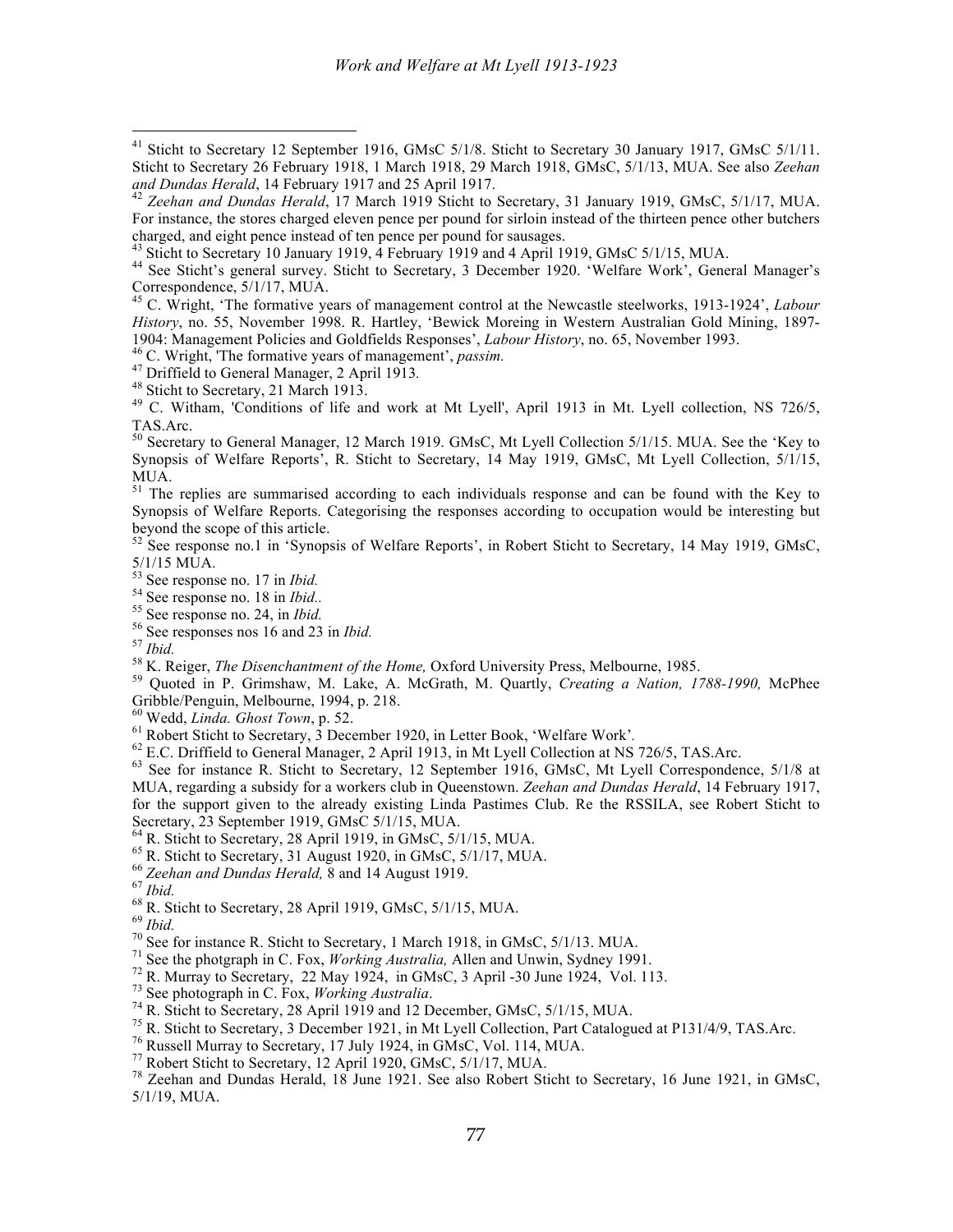[41] Sticht to Secretary 12 September 1916, GMsC 5/1/8. Sticht to Secretary 30 January 1917, GMsC 5/1/11. Sticht to Secretary 26 February 1918, 1 March 1918, 29 March 1918, GMsC, 5/1/13, MUA. See also *Zeehan and Dundas Herald*, 14 February 1917 and 25 April 1917.

[42] *Zeehan and Dundas Herald*, 17 March 1919 Sticht to Secretary, 31 January 1919, GMsC, 5/1/17, MUA. For instance, the stores charged eleven pence per pound for sirloin instead of the thirteen pence other butchers charged, and eight pence instead of ten pence per pound for sausages.

[43] Sticht to Secretary 10 January 1919, 4 February 1919 and 4 April 1919, GMsC 5/1/15, MUA.

[44] See Sticht's general survey. Sticht to Secretary, 3 December 1920. 'Welfare Work', General Manager's Correspondence, 5/1/17, MUA.

[45] C. Wright, 'The formative years of management control at the Newcastle steelworks, 1913-1924', *Labour History*, no. 55, November 1998. R. Hartley, 'Bewick Moreing in Western Australian Gold Mining, 1897-1904: Management Policies and Goldfields Responses', *Labour History*, no. 65, November 1993.

[46] C. Wright, 'The formative years of management', *passim.*

[47] Driffield to General Manager, 2 April 1913.

[48] Sticht to Secretary, 21 March 1913.

[49] C. Witham, 'Conditions of life and work at Mt Lyell', April 1913 in Mt. Lyell collection, NS 726/5, TAS.Arc.

[50] Secretary to General Manager, 12 March 1919. GMsC, Mt Lyell Collection 5/1/15. MUA. See the 'Key to Synopsis of Welfare Reports', R. Sticht to Secretary, 14 May 1919, GMsC, Mt Lyell Collection, 5/1/15, MUA.

[51] The replies are summarised according to each individuals response and can be found with the Key to Synopsis of Welfare Reports. Categorising the responses according to occupation would be interesting but beyond the scope of this article.

[52] See response no.1 in 'Synopsis of Welfare Reports', in Robert Sticht to Secretary, 14 May 1919, GMsC, 5/1/15 MUA.

[53] See response no. 17 in *Ibid.*

[54] See response no. 18 in *Ibid..*

[55] See response no. 24, in *Ibid.*

[56] See responses nos 16 and 23 in *Ibid.*

[57] *Ibid.*

[58] K. Reiger, *The Disenchantment of the Home,* Oxford University Press, Melbourne, 1985.

[59] Quoted in P. Grimshaw, M. Lake, A. McGrath, M. Quartly, *Creating a Nation, 1788-1990,* McPhee Gribble/Penguin, Melbourne, 1994, p. 218.

[60] Wedd, *Linda. Ghost Town*, p. 52.

[61] Robert Sticht to Secretary, 3 December 1920, in Letter Book, 'Welfare Work'.

[62] E.C. Driffield to General Manager, 2 April 1913, in Mt Lyell Collection at NS 726/5, TAS.Arc.

[63] See for instance R. Sticht to Secretary, 12 September 1916, GMsC, Mt Lyell Correspondence, 5/1/8 at MUA, regarding a subsidy for a workers club in Queenstown. *Zeehan and Dundas Herald*, 14 February 1917, for the support given to the already existing Linda Pastimes Club. Re the RSSILA, see Robert Sticht to Secretary, 23 September 1919, GMsC 5/1/15, MUA.

[64] R. Sticht to Secretary, 28 April 1919, in GMsC, 5/1/15, MUA.

[65] R. Sticht to Secretary, 31 August 1920, in GMsC, 5/1/17, MUA.

[66] *Zeehan and Dundas Herald,* 8 and 14 August 1919.

[67] *Ibid.*

[68] R. Sticht to Secretary, 28 April 1919, GMsC, 5/1/15, MUA.

[69] *Ibid.*

[70] See for instance R. Sticht to Secretary, 1 March 1918, in GMsC, 5/1/13. MUA.

[71] See the photgraph in C. Fox, *Working Australia,* Allen and Unwin, Sydney 1991.

[72] R. Murray to Secretary, 22 May 1924, in GMsC, 3 April -30 June 1924, Vol. 113.

[73] See photograph in C. Fox, *Working Australia*.

[74] R. Sticht to Secretary, 28 April 1919 and 12 December, GMsC, 5/1/15, MUA.

[75] R. Sticht to Secretary, 3 December 1921, in Mt Lyell Collection, Part Catalogued at P131/4/9, TAS.Arc.

[76] Russell Murray to Secretary, 17 July 1924, in GMsC, Vol. 114, MUA.

[77] Robert Sticht to Secretary, 12 April 1920, GMsC, 5/1/17, MUA.

[78] Zeehan and Dundas Herald, 18 June 1921. See also Robert Sticht to Secretary, 16 June 1921, in GMsC, 5/1/19, MUA.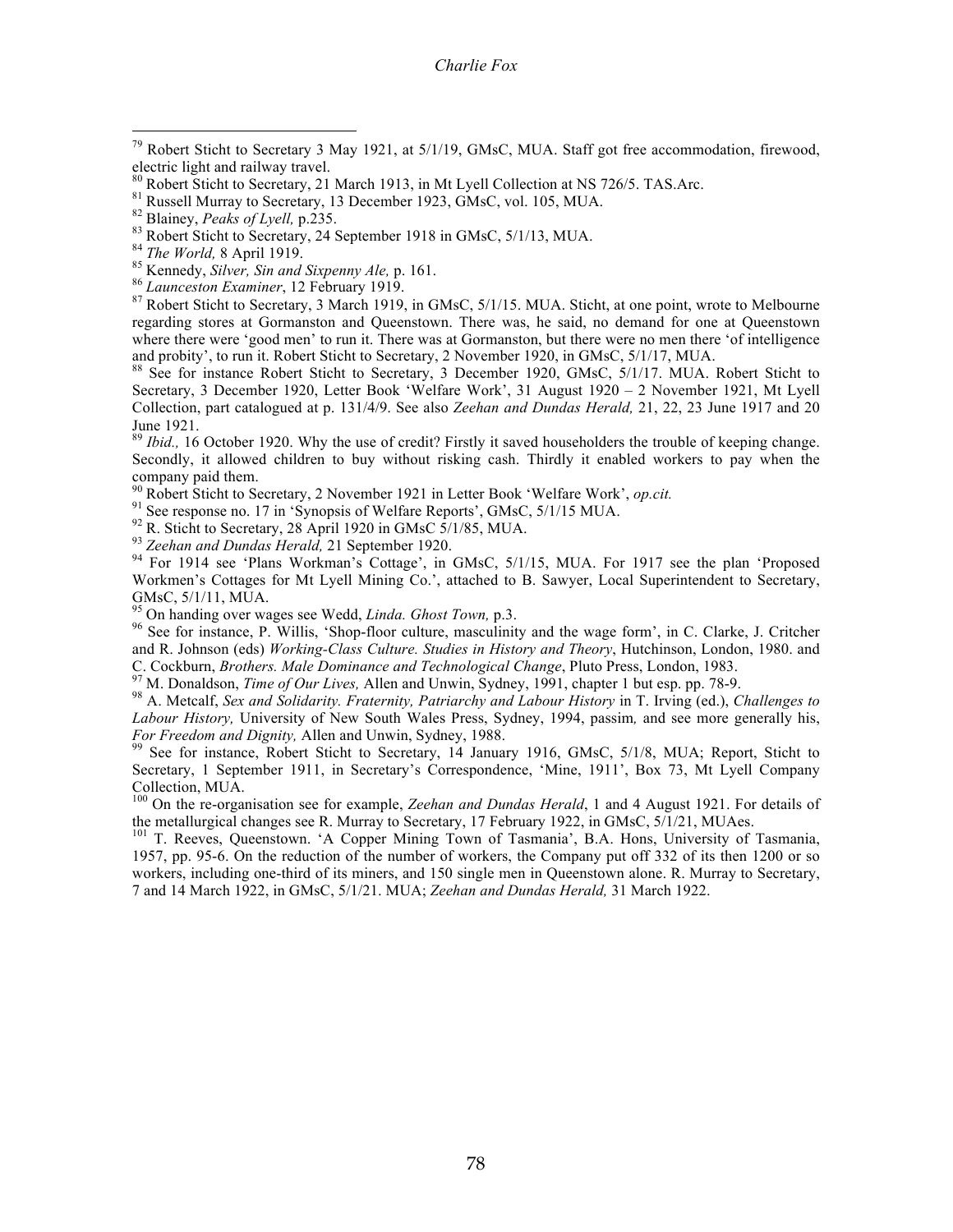[79] Robert Sticht to Secretary 3 May 1921, at 5/1/19, GMsC, MUA. Staff got free accommodation, firewood, electric light and railway travel.

[80] Robert Sticht to Secretary, 21 March 1913, in Mt Lyell Collection at NS 726/5. TAS.Arc.

[81] Russell Murray to Secretary, 13 December 1923, GMsC, vol. 105, MUA.

[82] Blainey, *Peaks of Lyell,* p.235.

[83] Robert Sticht to Secretary, 24 September 1918 in GMsC, 5/1/13, MUA.

[84] *The World,* 8 April 1919.

[85] Kennedy, *Silver, Sin and Sixpenny Ale,* p. 161.

[86] *Launceston Examiner*, 12 February 1919.

[87] Robert Sticht to Secretary, 3 March 1919, in GMsC, 5/1/15. MUA. Sticht, at one point, wrote to Melbourne regarding stores at Gormanston and Queenstown. There was, he said, no demand for one at Queenstown where there were 'good men' to run it. There was at Gormanston, but there were no men there 'of intelligence and probity', to run it. Robert Sticht to Secretary, 2 November 1920, in GMsC, 5/1/17, MUA.

[88] See for instance Robert Sticht to Secretary, 3 December 1920, GMsC, 5/1/17. MUA. Robert Sticht to Secretary, 3 December 1920, Letter Book 'Welfare Work', 31 August 1920 – 2 November 1921, Mt Lyell Collection, part catalogued at p. 131/4/9. See also *Zeehan and Dundas Herald,* 21, 22, 23 June 1917 and 20 June 1921.

[89] *Ibid.,* 16 October 1920. Why the use of credit? Firstly it saved householders the trouble of keeping change. Secondly, it allowed children to buy without risking cash. Thirdly it enabled workers to pay when the company paid them.

[90] Robert Sticht to Secretary, 2 November 1921 in Letter Book 'Welfare Work', *op.cit.*

[91] See response no. 17 in 'Synopsis of Welfare Reports', GMsC, 5/1/15 MUA.

[92] R. Sticht to Secretary, 28 April 1920 in GMsC 5/1/85, MUA.

[93] *Zeehan and Dundas Herald,* 21 September 1920.

[94] For 1914 see 'Plans Workman's Cottage', in GMsC, 5/1/15, MUA. For 1917 see the plan 'Proposed Workmen's Cottages for Mt Lyell Mining Co.', attached to B. Sawyer, Local Superintendent to Secretary, GMsC, 5/1/11, MUA.

[95] On handing over wages see Wedd, *Linda. Ghost Town,* p.3.

[96] See for instance, P. Willis, 'Shop-floor culture, masculinity and the wage form', in C. Clarke, J. Critcher and R. Johnson (eds) *Working-Class Culture. Studies in History and Theory*, Hutchinson, London, 1980. and C. Cockburn, *Brothers. Male Dominance and Technological Change*, Pluto Press, London, 1983.

[97] M. Donaldson, *Time of Our Lives,* Allen and Unwin, Sydney, 1991, chapter 1 but esp. pp. 78-9.

[98] A. Metcalf, *Sex and Solidarity. Fraternity, Patriarchy and Labour History* in T. Irving (ed.), *Challenges to Labour History,* University of New South Wales Press, Sydney, 1994, passim*,* and see more generally his, *For Freedom and Dignity,* Allen and Unwin, Sydney, 1988.

[99] See for instance, Robert Sticht to Secretary, 14 January 1916, GMsC, 5/1/8, MUA; Report, Sticht to Secretary, 1 September 1911, in Secretary's Correspondence, 'Mine, 1911', Box 73, Mt Lyell Company Collection, MUA.

[100] On the re-organisation see for example, *Zeehan and Dundas Herald*, 1 and 4 August 1921. For details of the metallurgical changes see R. Murray to Secretary, 17 February 1922, in GMsC, 5/1/21, MUAes.

[101] T. Reeves, Queenstown. 'A Copper Mining Town of Tasmania', B.A. Hons, University of Tasmania, 1957, pp. 95-6. On the reduction of the number of workers, the Company put off 332 of its then 1200 or so workers, including one-third of its miners, and 150 single men in Queenstown alone. R. Murray to Secretary, 7 and 14 March 1922, in GMsC, 5/1/21. MUA; *Zeehan and Dundas Herald,* 31 March 1922.